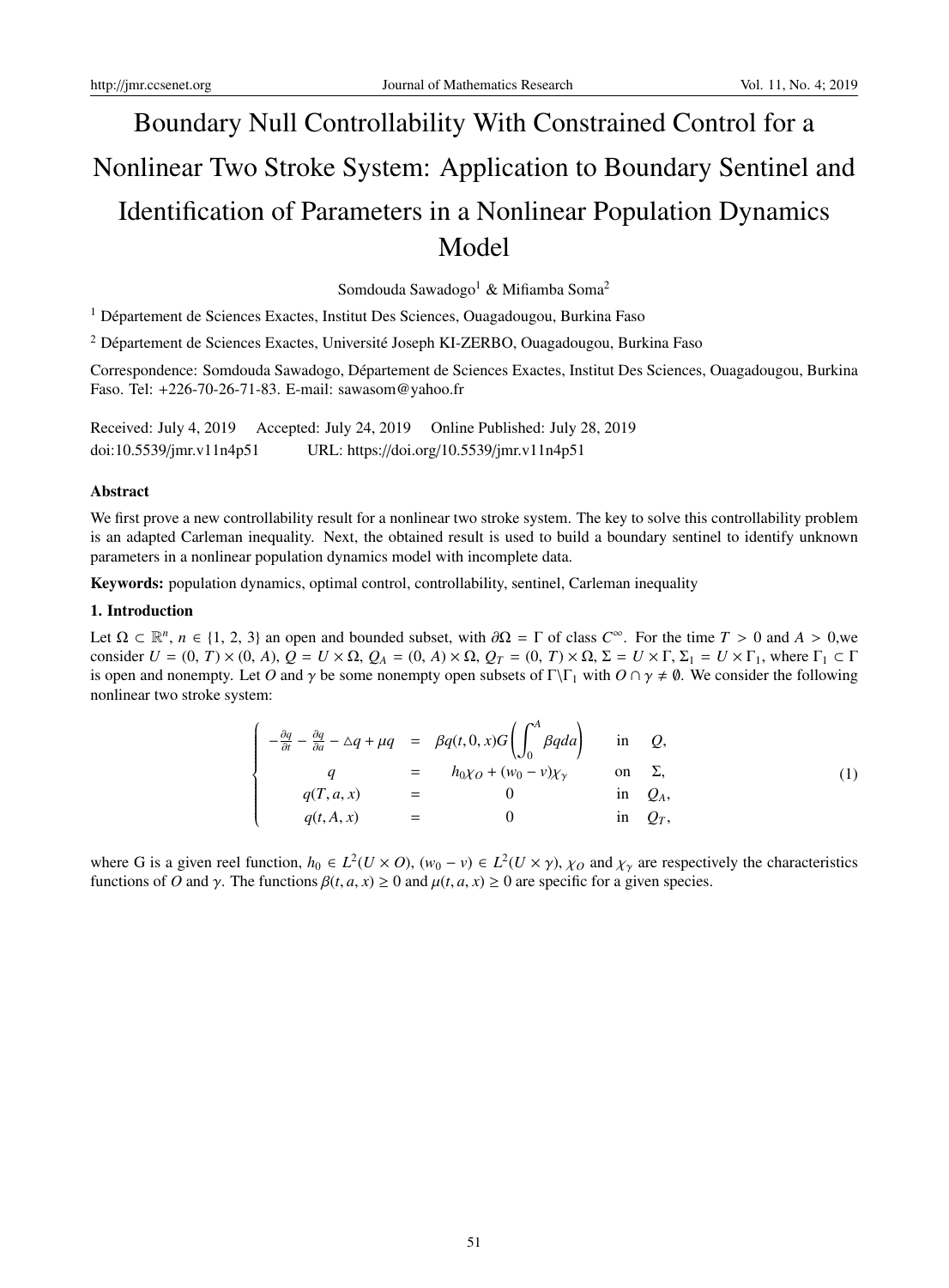# Boundary Null Controllability With Constrained Control for a Nonlinear Two Stroke System: Application to Boundary Sentinel and Identification of Parameters in a Nonlinear Population Dynamics Model

Somdouda Sawadogo[1] & Mifiamba Soma[2]

[1] Département de Sciences Exactes, Institut Des Sciences, Ouagadougou, Burkina Faso

[2] Département de Sciences Exactes, Université Joseph KI-ZERBO, Ouagadougou, Burkina Faso

Correspondence: Somdouda Sawadogo, Département de Sciences Exactes, Institut Des Sciences, Ouagadougou, Burkina Faso. Tel: +226-70-26-71-83. E-mail: sawasom@yahoo.fr

Received: July 4, 2019 Accepted: July 24, 2019 Online Published: July 28, 2019

doi:10.5539/jmr.v11n4p51 URL: https://doi.org/10.5539/jmr.v11n4p51

## Abstract

We first prove a new controllability result for a nonlinear two stroke system. The key to solve this controllability problem is an adapted Carleman inequality. Next, the obtained result is used to build a boundary sentinel to identify unknown parameters in a nonlinear population dynamics model with incomplete data.

**Keywords:** population dynamics, optimal control, controllability, sentinel, Carleman inequality

## 1. Introduction

Let $\Omega \subset \mathbb{R}^n$, $n \in \{1, 2, 3\}$ an open and bounded subset, with $\partial\Omega = \Gamma$ of class $C^\infty$. For the time $T > 0$ and $A > 0$,we consider $U = (0, T) \times (0, A)$, $Q = U \times \Omega$, $Q_A = (0, A) \times \Omega$, $Q_T = (0, T) \times \Omega$, $\Sigma = U \times \Gamma$, $\Sigma_1 = U \times \Gamma_1$, where $\Gamma_1 \subset \Gamma$ is open and nonempty. Let $O$ and $\gamma$ be some nonempty open subsets of $\Gamma \backslash \Gamma_1$ with $O \cap \gamma \neq \emptyset$. We consider the following nonlinear two stroke system:

$$
\left\{
\begin{array}{rcll}
-\frac{\partial q}{\partial t} - \frac{\partial q}{\partial a} - \triangle q + \mu q & = & \beta q(t,0,x) G\left(\displaystyle\int_0^A \beta q da\right) & \text{in} \quad Q, \\
q & = & h_0 \chi_O + (w_0 - v)\chi_\gamma & \text{on} \quad \Sigma, \\
q(T, a, x) & = & 0 & \text{in} \quad Q_A, \\
q(t, A, x) & = & 0 & \text{in} \quad Q_T,
\end{array}
\right. \tag{1}
$$

where G is a given reel function, $h_0 \in L^2(U \times O)$, $(w_0 - v) \in L^2(U \times \gamma)$, $\chi_O$ and $\chi_\gamma$ are respectively the characteristics functions of $O$ and $\gamma$. The functions $\beta(t, a, x) \geq 0$ and $\mu(t, a, x) \geq 0$ are specific for a given species.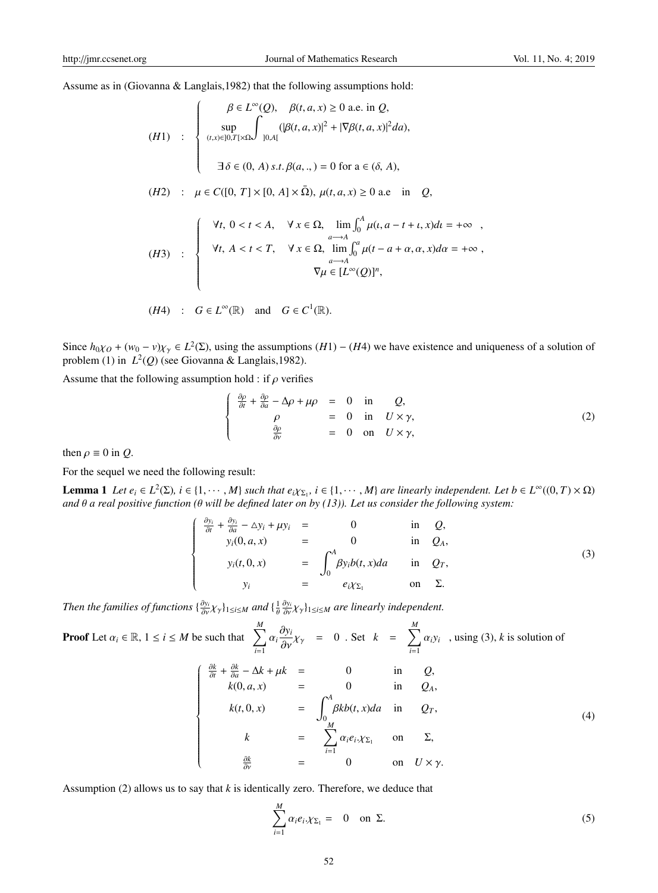Assume as in (Giovanna & Langlais,1982) that the following assumptions hold:

$$
(H1) \quad : \quad \begin{cases} \beta \in L^{\infty}(Q), \quad \beta(t,a,x) \geq 0 \text{ a.e. in } Q, \\ \sup_{(t,x)\in ]0,T[\times\Omega} \int_{]0,A[} (|\beta(t,a,x)|^2 + |\nabla\beta(t,a,x)|^2 da), \\ \exists\, \delta \in (0,\,A)\; s.t.\, \beta(a,.,) = 0 \text{ for a} \in (\delta,\,A), \end{cases}
$$

$$
(H2) \quad : \quad \mu \in C([0,\,T] \times [0,\,A] \times \bar{\Omega}),\; \mu(t,a,x) \geq 0 \text{ a.e} \quad \text{in} \quad Q,
$$

$$
(H3) \quad : \quad \begin{cases} \forall t,\; 0 < t < A, \quad \forall\, x \in \Omega, \; \lim_{a\longrightarrow A} \int_0^A \mu(\iota, a - t + \iota, x) d\iota = +\infty \quad , \\ \forall t,\; A < t < T, \quad \forall\, x \in \Omega, \; \lim_{a\longrightarrow A} \int_0^a \mu(t - a + \alpha, \alpha, x) d\alpha = +\infty \; , \\ \nabla\mu \in [L^{\infty}(Q)]^n, \end{cases}
$$

$$
(H4) \quad : \quad G \in L^{\infty}(\mathbb{R}) \quad \text{and} \quad G \in C^1(\mathbb{R}).
$$

Since $h_0\chi_O + (w_0 - v)\chi_\gamma \in L^2(\Sigma)$, using the assumptions $(H1) - (H4)$ we have existence and uniqueness of a solution of problem (1) in $L^2(Q)$ (see Giovanna & Langlais,1982).

Assume that the following assumption hold : if $\rho$ verifies

$$
\begin{cases} \frac{\partial\rho}{\partial t} + \frac{\partial\rho}{\partial a} - \Delta\rho + \mu\rho &= 0 \quad \text{in} \quad Q, \\ \rho &= 0 \quad \text{in} \quad U \times \gamma, \\ \frac{\partial\rho}{\partial\nu} &= 0 \quad \text{on} \quad U \times \gamma, \end{cases} \tag{2}
$$

then $\rho \equiv 0$ in $Q$.

For the sequel we need the following result:

**Lemma 1** *Let $e_i \in L^2(\Sigma)$, $i \in \{1,\cdots,M\}$ such that $e_i\chi_{\Sigma_1}$, $i \in \{1,\cdots,M\}$ are linearly independent. Let $b \in L^{\infty}((0,T)\times\Omega)$ and $\theta$ a real positive function ($\theta$ will be defined later on by (13)). Let us consider the following system:*

$$
\begin{cases} \frac{\partial y_i}{\partial t} + \frac{\partial y_i}{\partial a} - \triangle y_i + \mu y_i &= \quad 0 \quad \text{in} \quad Q, \\ y_i(0,a,x) &= \quad 0 \quad \text{in} \quad Q_A, \\ y_i(t,0,x) &= \int_0^A \beta y_i b(t,x) da \quad \text{in} \quad Q_T, \\ y_i &= \quad e_i\chi_{\Sigma_1} \quad \text{on} \quad \Sigma. \end{cases} \tag{3}
$$

*Then the families of functions $\{\frac{\partial y_i}{\partial\nu}\chi_\gamma\}_{1\leq i\leq M}$ and $\{\frac{1}{\theta}\frac{\partial y_i}{\partial\nu}\chi_\gamma\}_{1\leq i\leq M}$ are linearly independent.*

**Proof** Let $\alpha_i \in \mathbb{R}$, $1 \leq i \leq M$ be such that $\sum_{i=1}^{M} \alpha_i \frac{\partial y_i}{\partial\nu}\chi_\gamma = 0$ . Set $k = \sum_{i=1}^{M} \alpha_i y_i$ , using (3), $k$ is solution of

$$
\begin{cases} \frac{\partial k}{\partial t} + \frac{\partial k}{\partial a} - \Delta k + \mu k &= \quad 0 \quad \text{in} \quad Q, \\ k(0,a,x) &= \quad 0 \quad \text{in} \quad Q_A, \\ k(t,0,x) &= \int_0^A \beta k b(t,x) da \quad \text{in} \quad Q_T, \\ k &= \sum_{i=1}^{M} \alpha_i e_i.\chi_{\Sigma_1} \quad \text{on} \quad \Sigma, \\ \frac{\partial k}{\partial\nu} &= \quad 0 \quad \text{on} \quad U \times \gamma. \end{cases} \tag{4}
$$

Assumption (2) allows us to say that $k$ is identically zero. Therefore, we deduce that

$$
\sum_{i=1}^{M} \alpha_i e_i.\chi_{\Sigma_1} = \quad 0 \quad \text{on} \;\; \Sigma. \tag{5}
$$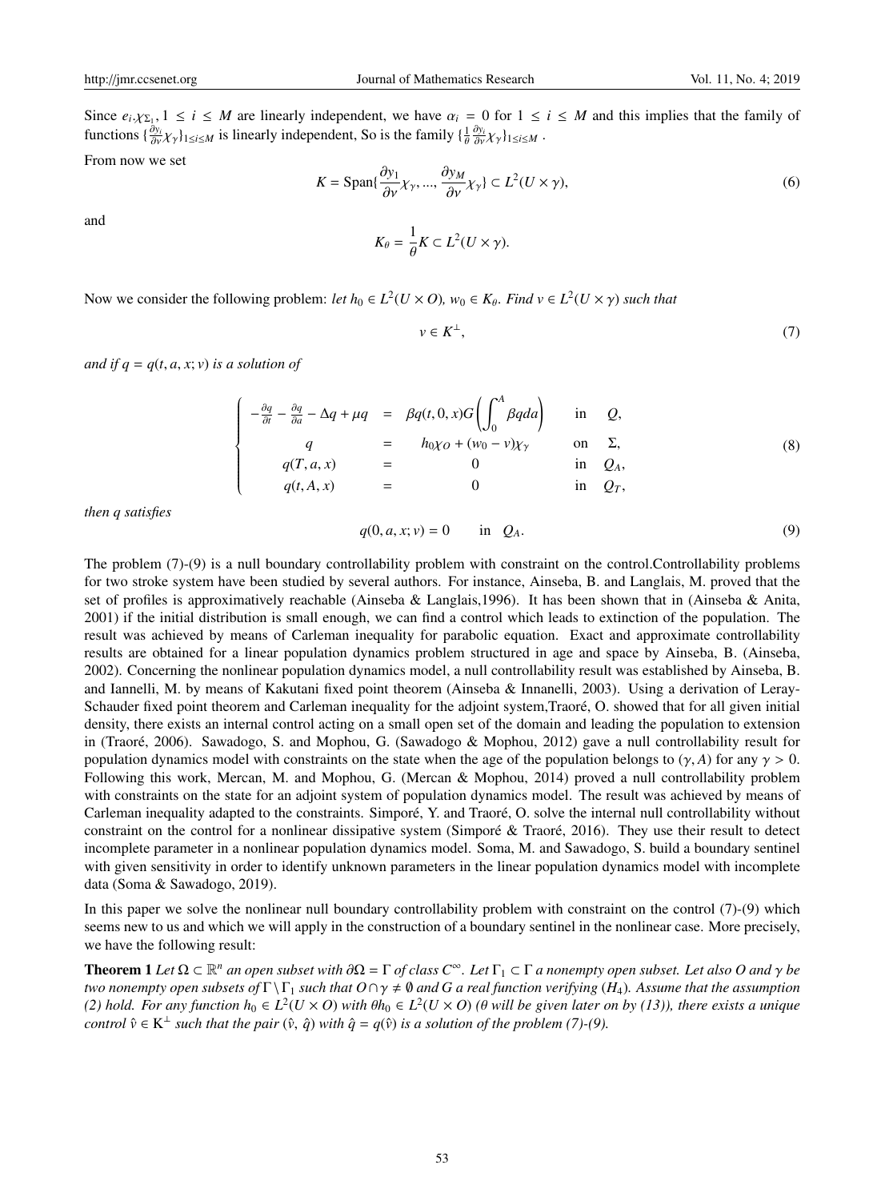Since $e_i.\chi_{\Sigma_1}, 1 \leq i \leq M$ are linearly independent, we have $\alpha_i = 0$ for $1 \leq i \leq M$ and this implies that the family of functions $\{\frac{\partial y_i}{\partial \nu}\chi_\gamma\}_{1\leq i\leq M}$ is linearly independent, So is the family $\{\frac{1}{\theta}\frac{\partial y_i}{\partial \nu}\chi_\gamma\}_{1\leq i\leq M}$ .

From now we set

$$K = \text{Span}\{\frac{\partial y_1}{\partial \nu}\chi_\gamma, ..., \frac{\partial y_M}{\partial \nu}\chi_\gamma\} \subset L^2(U \times \gamma), \tag{6}$$

and

$$K_\theta = \frac{1}{\theta}K \subset L^2(U \times \gamma).$$

Now we consider the following problem: *let $h_0 \in L^2(U \times O)$, $w_0 \in K_\theta$. Find $v \in L^2(U \times \gamma)$ such that*

$$v \in K^\perp, \tag{7}$$

*and if $q = q(t, a, x; v)$ is a solution of*

$$\left\{\begin{array}{rclcl} -\frac{\partial q}{\partial t} - \frac{\partial q}{\partial a} - \Delta q + \mu q &=& \beta q(t, 0, x) G\left(\int_0^A \beta q da\right) & \text{in} & Q, \\ q &=& h_0\chi_O + (w_0 - v)\chi_\gamma & \text{on} & \Sigma, \\ q(T, a, x) &=& 0 & \text{in} & Q_A, \\ q(t, A, x) &=& 0 & \text{in} & Q_T, \end{array}\right. \tag{8}$$

*then q satisfies*

$$q(0, a, x; v) = 0 \qquad \text{in} \quad Q_A. \tag{9}$$

The problem (7)-(9) is a null boundary controllability problem with constraint on the control.Controllability problems for two stroke system have been studied by several authors. For instance, Ainseba, B. and Langlais, M. proved that the set of profiles is approximatively reachable (Ainseba & Langlais,1996). It has been shown that in (Ainseba & Anita, 2001) if the initial distribution is small enough, we can find a control which leads to extinction of the population. The result was achieved by means of Carleman inequality for parabolic equation. Exact and approximate controllability results are obtained for a linear population dynamics problem structured in age and space by Ainseba, B. (Ainseba, 2002). Concerning the nonlinear population dynamics model, a null controllability result was established by Ainseba, B. and Iannelli, M. by means of Kakutani fixed point theorem (Ainseba & Innanelli, 2003). Using a derivation of Leray-Schauder fixed point theorem and Carleman inequality for the adjoint system,Traoré, O. showed that for all given initial density, there exists an internal control acting on a small open set of the domain and leading the population to extension in (Traoré, 2006). Sawadogo, S. and Mophou, G. (Sawadogo & Mophou, 2012) gave a null controllability result for population dynamics model with constraints on the state when the age of the population belongs to $(\gamma, A)$ for any $\gamma > 0$. Following this work, Mercan, M. and Mophou, G. (Mercan & Mophou, 2014) proved a null controllability problem with constraints on the state for an adjoint system of population dynamics model. The result was achieved by means of Carleman inequality adapted to the constraints. Simporé, Y. and Traoré, O. solve the internal null controllability without constraint on the control for a nonlinear dissipative system (Simporé & Traoré, 2016). They use their result to detect incomplete parameter in a nonlinear population dynamics model. Soma, M. and Sawadogo, S. build a boundary sentinel with given sensitivity in order to identify unknown parameters in the linear population dynamics model with incomplete data (Soma & Sawadogo, 2019).

In this paper we solve the nonlinear null boundary controllability problem with constraint on the control (7)-(9) which seems new to us and which we will apply in the construction of a boundary sentinel in the nonlinear case. More precisely, we have the following result:

**Theorem 1** *Let $\Omega \subset \mathbb{R}^n$ an open subset with $\partial\Omega = \Gamma$ of class $C^\infty$. Let $\Gamma_1 \subset \Gamma$ a nonempty open subset. Let also O and $\gamma$ be two nonempty open subsets of $\Gamma \setminus \Gamma_1$ such that $O \cap \gamma \neq \emptyset$ and G a real function verifying $(H_4)$. Assume that the assumption (2) hold. For any function $h_0 \in L^2(U \times O)$ with $\theta h_0 \in L^2(U \times O)$ ($\theta$ will be given later on by (13)), there exists a unique control $\hat{v} \in K^\perp$ such that the pair $(\hat{v}, \hat{q})$ with $\hat{q} = q(\hat{v})$ is a solution of the problem (7)-(9).*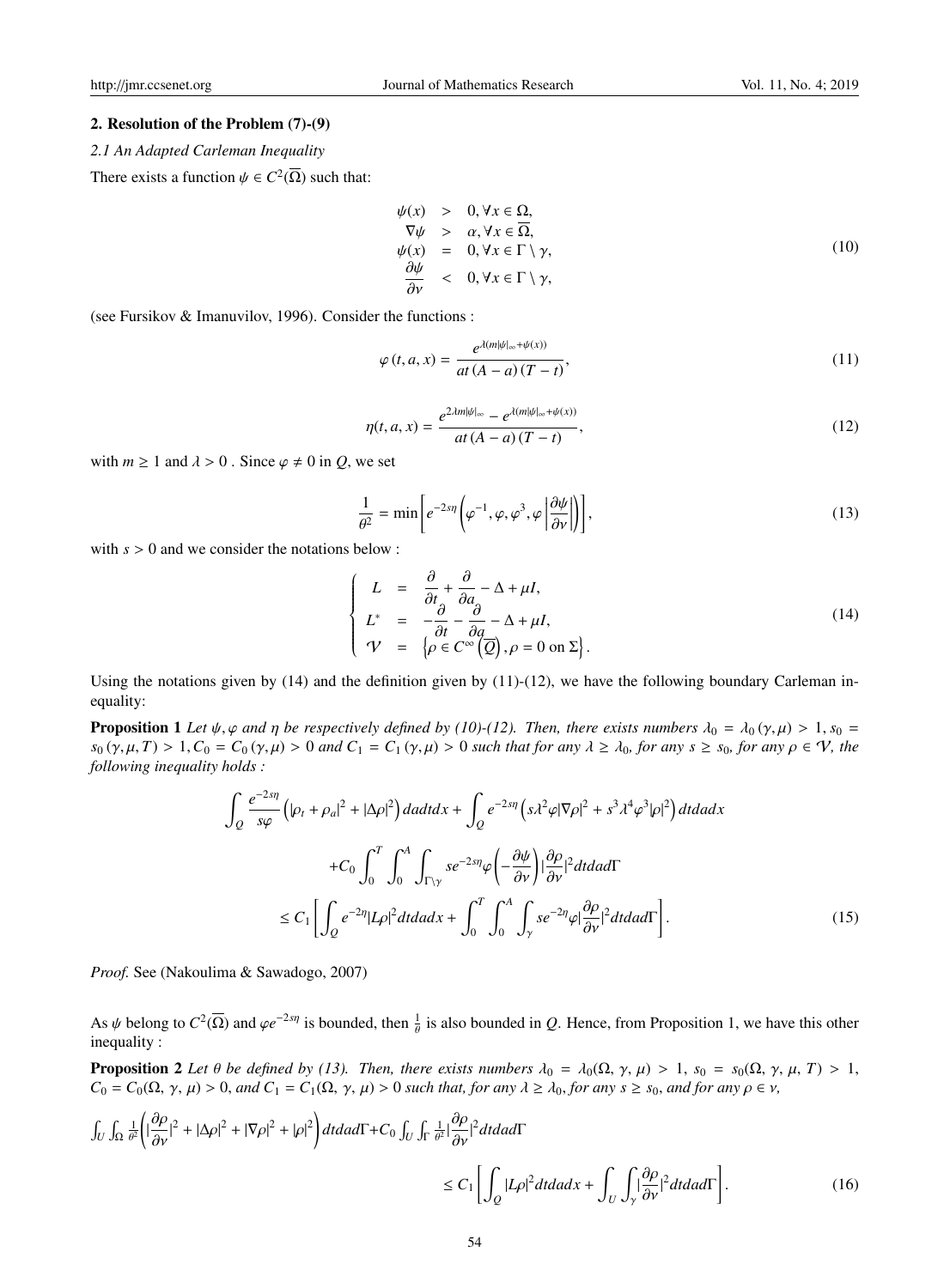### 2. Resolution of the Problem (7)-(9)

*2.1 An Adapted Carleman Inequality*

There exists a function $\psi \in C^2(\overline{\Omega})$ such that:

$$
\begin{array}{rcl}
\psi(x) & > & 0, \forall x \in \Omega, \\
\nabla\psi & > & \alpha, \forall x \in \overline{\Omega}, \\
\psi(x) & = & 0, \forall x \in \Gamma \setminus \gamma, \\
\dfrac{\partial \psi}{\partial \nu} & < & 0, \forall x \in \Gamma \setminus \gamma,
\end{array}
\tag{10}
$$

(see Fursikov & Imanuvilov, 1996). Consider the functions :

$$
\varphi(t, a, x) = \frac{e^{\lambda(m|\psi|_\infty + \psi(x))}}{at(A-a)(T-t)},
\tag{11}
$$

$$
\eta(t, a, x) = \frac{e^{2\lambda m|\psi|_\infty} - e^{\lambda(m|\psi|_\infty + \psi(x))}}{at(A-a)(T-t)},
\tag{12}
$$

with $m \geq 1$ and $\lambda > 0$ . Since $\varphi \neq 0$ in $Q$, we set

$$
\frac{1}{\theta^2} = \min\left[ e^{-2s\eta}\left(\varphi^{-1}, \varphi, \varphi^3, \varphi\left|\frac{\partial\psi}{\partial\nu}\right|\right)\right],
\tag{13}
$$

with $s > 0$ and we consider the notations below :

$$
\left\{
\begin{array}{rcl}
L & = & \dfrac{\partial}{\partial t} + \dfrac{\partial}{\partial a} - \Delta + \mu I, \\
L^* & = & -\dfrac{\partial}{\partial t} - \dfrac{\partial}{\partial a} - \Delta + \mu I, \\
\mathcal{V} & = & \left\{\rho \in C^\infty\left(\overline{Q}\right), \rho = 0 \text{ on } \Sigma\right\}.
\end{array}
\right.
\tag{14}
$$

Using the notations given by (14) and the definition given by (11)-(12), we have the following boundary Carleman inequality:

**Proposition 1** *Let $\psi, \varphi$ and $\eta$ be respectively defined by (10)-(12). Then, there exists numbers $\lambda_0 = \lambda_0(\gamma, \mu) > 1$, $s_0 = s_0(\gamma, \mu, T) > 1$, $C_0 = C_0(\gamma, \mu) > 0$ and $C_1 = C_1(\gamma, \mu) > 0$ such that for any $\lambda \geq \lambda_0$, for any $s \geq s_0$, for any $\rho \in \mathcal{V}$, the following inequality holds :*

$$
\begin{aligned}
\int_Q \frac{e^{-2s\eta}}{s\varphi}\left(|\rho_t + \rho_a|^2 + |\Delta\rho|^2\right) dadtdx + \int_Q e^{-2s\eta}\left(s\lambda^2\varphi|\nabla\rho|^2 + s^3\lambda^4\varphi^3|\rho|^2\right) dtdadx \\
+ C_0 \int_0^T \int_0^A \int_{\Gamma\setminus\gamma} se^{-2s\eta}\varphi\left(-\frac{\partial\psi}{\partial\nu}\right)\left|\frac{\partial\rho}{\partial\nu}\right|^2 dtdad\Gamma \\
\leq C_1\left[\int_Q e^{-2\eta}|L\rho|^2 dtdadx + \int_0^T \int_0^A \int_\gamma se^{-2\eta}\varphi\left|\frac{\partial\rho}{\partial\nu}\right|^2 dtdad\Gamma\right].
\end{aligned}
\tag{15}
$$

*Proof.* See (Nakoulima & Sawadogo, 2007)

As $\psi$ belong to $C^2(\overline{\Omega})$ and $\varphi e^{-2s\eta}$ is bounded, then $\frac{1}{\theta}$ is also bounded in $Q$. Hence, from Proposition 1, we have this other inequality :

**Proposition 2** *Let $\theta$ be defined by (13). Then, there exists numbers $\lambda_0 = \lambda_0(\Omega, \gamma, \mu) > 1$, $s_0 = s_0(\Omega, \gamma, \mu, T) > 1$, $C_0 = C_0(\Omega, \gamma, \mu) > 0$, and $C_1 = C_1(\Omega, \gamma, \mu) > 0$ such that, for any $\lambda \geq \lambda_0$, for any $s \geq s_0$, and for any $\rho \in \nu$,*

$$
\begin{aligned}
\int_U \int_\Omega \frac{1}{\theta^2}\left(\left|\frac{\partial\rho}{\partial\nu}\right|^2 + |\Delta\rho|^2 + |\nabla\rho|^2 + |\rho|^2\right) dtdad\Gamma + C_0 \int_U \int_\Gamma \frac{1}{\theta^2}\left|\frac{\partial\rho}{\partial\nu}\right|^2 dtdad\Gamma \\
\leq C_1\left[\int_Q |L\rho|^2 dtdadx + \int_U \int_\gamma \left|\frac{\partial\rho}{\partial\nu}\right|^2 dtdad\Gamma\right].
\end{aligned}
\tag{16}
$$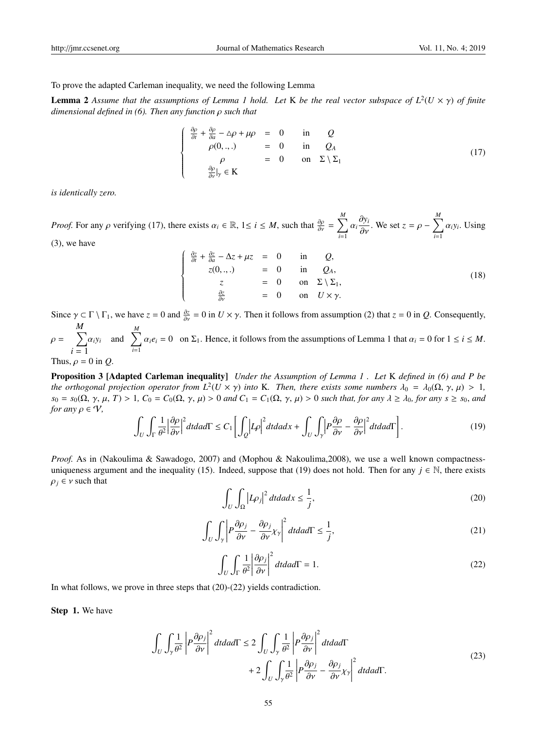To prove the adapted Carleman inequality, we need the following Lemma

**Lemma 2** *Assume that the assumptions of Lemma 1 hold. Let* K *be the real vector subspace of* $L^2(U \times \gamma)$ *of finite dimensional defined in (6). Then any function* $\rho$ *such that*

$$\left\{ \begin{array}{rcll} \frac{\partial \rho}{\partial t} + \frac{\partial \rho}{\partial a} - \triangle \rho + \mu \rho & = & 0 & \text{in} \quad Q \\ \rho(0,.,.) & = & 0 & \text{in} \quad Q_A \\ \rho & = & 0 & \text{on} \quad \Sigma \setminus \Sigma_1 \\ \frac{\partial \rho}{\partial \nu}|_\gamma \in \mathrm{K} & & & \end{array} \right. \tag{17}$$

*is identically zero.*

*Proof.* For any $\rho$ verifying (17), there exists $\alpha_i \in \mathbb{R}$, $1 \leq i \leq M$, such that $\frac{\partial \rho}{\partial \nu} = \sum_{i=1}^{M} \alpha_i \frac{\partial y_i}{\partial \nu}$. We set $z = \rho - \sum_{i=1}^{M} \alpha_i y_i$. Using (3), we have

$$\left\{ \begin{array}{rcll} \frac{\partial z}{\partial t} + \frac{\partial z}{\partial a} - \Delta z + \mu z & = & 0 & \text{in} \quad Q, \\ z(0,.,.) & = & 0 & \text{in} \quad Q_A, \\ z & = & 0 & \text{on} \quad \Sigma \setminus \Sigma_1, \\ \frac{\partial z}{\partial \nu} & = & 0 & \text{on} \quad U \times \gamma. \end{array} \right. \tag{18}$$

Since $\gamma \subset \Gamma \setminus \Gamma_1$, we have $z = 0$ and $\frac{\partial z}{\partial \nu} = 0$ in $U \times \gamma$. Then it follows from assumption (2) that $z = 0$ in $Q$. Consequently, $\rho = \sum_{i=1}^{M} \alpha_i y_i$ and $\sum_{i=1}^{M} \alpha_i e_i = 0$ on $\Sigma_1$. Hence, it follows from the assumptions of Lemma 1 that $\alpha_i = 0$ for $1 \leq i \leq M$. Thus, $\rho = 0$ in $Q$.

**Proposition 3 [Adapted Carleman inequality]** *Under the Assumption of Lemma 1 . Let* K *defined in (6) and* $P$ *be the orthogonal projection operator from* $L^2(U \times \gamma)$ *into* K*. Then, there exists some numbers* $\lambda_0 = \lambda_0(\Omega, \gamma, \mu) > 1$*,* $s_0 = s_0(\Omega, \gamma, \mu, T) > 1$*,* $C_0 = C_0(\Omega, \gamma, \mu) > 0$ *and* $C_1 = C_1(\Omega, \gamma, \mu) > 0$ *such that, for any* $\lambda \geq \lambda_0$*, for any* $s \geq s_0$*, and for any* $\rho \in \mathcal{V}$*,*

$$\int_U \int_\Gamma \frac{1}{\theta^2} \left| \frac{\partial \rho}{\partial \nu} \right|^2 dt da d\Gamma \leq C_1 \left[ \int_Q \left| L\rho \right|^2 dt da dx + \int_U \int_\gamma \left| P \frac{\partial \rho}{\partial \nu} - \frac{\partial \rho}{\partial \nu} \right|^2 dt da d\Gamma \right]. \tag{19}$$

*Proof.* As in (Nakoulima & Sawadogo, 2007) and (Mophou & Nakoulima,2008), we use a well known compactness-uniqueness argument and the inequality (15). Indeed, suppose that (19) does not hold. Then for any $j \in \mathbb{N}$, there exists $\rho_j \in \nu$ such that

$$\int_U \int_\Omega \left| L\rho_j \right|^2 dt da dx \leq \frac{1}{j}, \tag{20}$$

$$\int_U \int_\gamma \left| P \frac{\partial \rho_j}{\partial \nu} - \frac{\partial \rho_j}{\partial \nu} \chi_\gamma \right|^2 dt da d\Gamma \leq \frac{1}{j}, \tag{21}$$

$$\int_U \int_\Gamma \frac{1}{\theta^2} \left| \frac{\partial \rho_j}{\partial \nu} \right|^2 dt da d\Gamma = 1. \tag{22}$$

In what follows, we prove in three steps that (20)-(22) yields contradiction.

**Step 1.** We have

$$\begin{aligned} \int_U \int_\gamma \frac{1}{\theta^2} \left| P \frac{\partial \rho_j}{\partial \nu} \right|^2 dt da d\Gamma \leq{} & 2 \int_U \int_\gamma \frac{1}{\theta^2} \left| P \frac{\partial \rho_j}{\partial \nu} \right|^2 dt da d\Gamma \\ & + 2 \int_U \int_\gamma \frac{1}{\theta^2} \left| P \frac{\partial \rho_j}{\partial \nu} - \frac{\partial \rho_j}{\partial \nu} \chi_\gamma \right|^2 dt da d\Gamma. \end{aligned} \tag{23}$$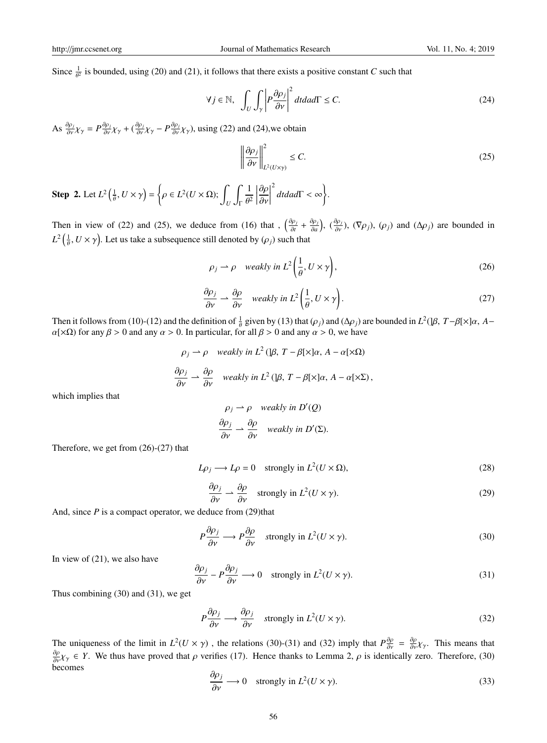Since $\frac{1}{\theta^2}$ is bounded, using (20) and (21), it follows that there exists a positive constant $C$ such that

$$\forall j \in \mathbb{N}, \quad \int_U \int_\gamma \left| P \frac{\partial \rho_j}{\partial \nu} \right|^2 dt da d\Gamma \leq C. \tag{24}$$

As $\frac{\partial \rho_j}{\partial \nu} \chi_\gamma = P \frac{\partial \rho_j}{\partial \nu} \chi_\gamma + (\frac{\partial \rho_j}{\partial \nu} \chi_\gamma - P \frac{\partial \rho_j}{\partial \nu} \chi_\gamma)$, using (22) and (24),we obtain

$$\left\| \frac{\partial \rho_j}{\partial \nu} \right\|^2_{L^2(U \times \gamma)} \leq C. \tag{25}$$

**Step 2.** Let $L^2\left(\frac{1}{\theta}, U \times \gamma\right) = \left\{ \rho \in L^2(U \times \Omega); \int_U \int_\Gamma \frac{1}{\theta^2} \left| \frac{\partial \rho}{\partial \nu} \right|^2 dt da d\Gamma < \infty \right\}$.

Then in view of (22) and (25), we deduce from (16) that , $\left(\frac{\partial \rho_j}{\partial t} + \frac{\partial \rho_j}{\partial a}\right)$, $(\frac{\partial \rho_j}{\partial \nu})$, $(\nabla \rho_j)$, $(\rho_j)$ and $(\Delta \rho_j)$ are bounded in $L^2\left(\frac{1}{\theta}, U \times \gamma\right)$. Let us take a subsequence still denoted by $(\rho_j)$ such that

$$\rho_j \rightharpoonup \rho \quad \textit{weakly in } L^2\left(\frac{1}{\theta}, U \times \gamma\right), \tag{26}$$

$$\frac{\partial \rho_j}{\partial \nu} \rightharpoonup \frac{\partial \rho}{\partial \nu} \quad \textit{weakly in } L^2\left(\frac{1}{\theta}, U \times \gamma\right). \tag{27}$$

Then it follows from (10)-(12) and the definition of $\frac{1}{\theta}$ given by (13) that $(\rho_j)$ and $(\Delta \rho_j)$ are bounded in $L^2(]\beta, T-\beta[\times]\alpha, A-\alpha[\times \Omega)$ for any $\beta > 0$ and any $\alpha > 0$. In particular, for all $\beta > 0$ and any $\alpha > 0$, we have

$$\rho_j \rightharpoonup \rho \quad \textit{weakly in } L^2\left(]\beta, T-\beta[\times]\alpha, A-\alpha[\times \Omega\right)$$

$$\frac{\partial \rho_j}{\partial \nu} \rightharpoonup \frac{\partial \rho}{\partial \nu} \quad \textit{weakly in } L^2\left(]\beta, T-\beta[\times]\alpha, A-\alpha[\times \Sigma\right),$$

which implies that

$$\rho_j \rightharpoonup \rho \quad \textit{weakly in } D'(Q)$$

$$\frac{\partial \rho_j}{\partial \nu} \rightharpoonup \frac{\partial \rho}{\partial \nu} \quad \textit{weakly in } D'(\Sigma).$$

Therefore, we get from (26)-(27) that

$$L\rho_j \longrightarrow L\rho = 0 \quad \text{strongly in } L^2(U \times \Omega), \tag{28}$$

$$\frac{\partial \rho_j}{\partial \nu} \rightharpoonup \frac{\partial \rho}{\partial \nu} \quad \text{strongly in } L^2(U \times \gamma). \tag{29}$$

And, since $P$ is a compact operator, we deduce from (29)that

$$P\frac{\partial \rho_j}{\partial \nu} \longrightarrow P\frac{\partial \rho}{\partial \nu} \quad \text{strongly in } L^2(U \times \gamma). \tag{30}$$

In view of (21), we also have

$$\frac{\partial \rho_j}{\partial \nu} - P\frac{\partial \rho_j}{\partial \nu} \longrightarrow 0 \quad \text{strongly in } L^2(U \times \gamma). \tag{31}$$

Thus combining (30) and (31), we get

$$P\frac{\partial \rho_j}{\partial \nu} \longrightarrow \frac{\partial \rho_j}{\partial \nu} \quad \text{strongly in } L^2(U \times \gamma). \tag{32}$$

The uniqueness of the limit in $L^2(U \times \gamma)$ , the relations (30)-(31) and (32) imply that $P\frac{\partial \rho}{\partial \nu} = \frac{\partial \rho}{\partial \nu}\chi_\gamma$. This means that $\frac{\partial \rho}{\partial \nu}\chi_\gamma \in Y$. We thus have proved that $\rho$ verifies (17). Hence thanks to Lemma 2, $\rho$ is identically zero. Therefore, (30) becomes

$$\frac{\partial \rho_j}{\partial \nu} \longrightarrow 0 \quad \text{strongly in } L^2(U \times \gamma). \tag{33}$$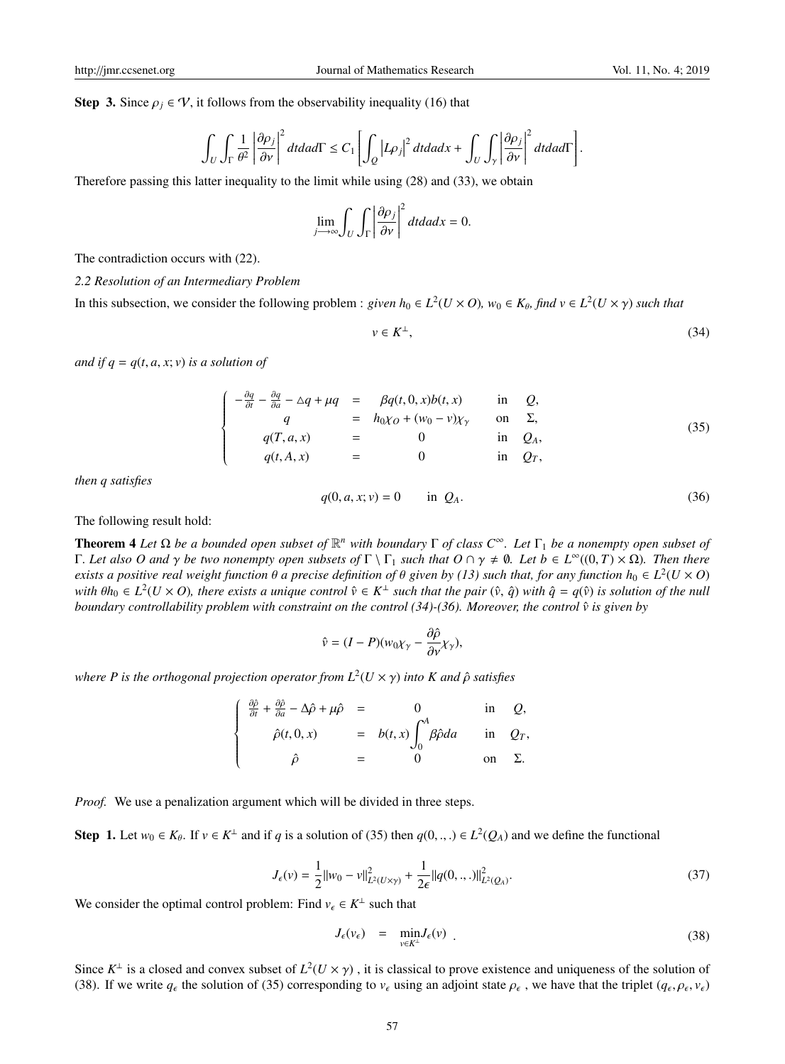**Step 3.** Since $\rho_j \in \mathcal{V}$, it follows from the observability inequality (16) that

$$\int_U \int_\Gamma \frac{1}{\theta^2} \left|\frac{\partial \rho_j}{\partial \nu}\right|^2 dt da d\Gamma \leq C_1 \left[ \int_Q \left|L\rho_j\right|^2 dt da dx + \int_U \int_\gamma \left|\frac{\partial \rho_j}{\partial \nu}\right|^2 dt da d\Gamma \right].$$

Therefore passing this latter inequality to the limit while using (28) and (33), we obtain

$$\lim_{j \longrightarrow \infty} \int_U \int_\Gamma \left|\frac{\partial \rho_j}{\partial \nu}\right|^2 dt da dx = 0.$$

The contradiction occurs with (22).

### 2.2 Resolution of an Intermediary Problem

In this subsection, we consider the following problem : *given $h_0 \in L^2(U \times O)$, $w_0 \in K_\theta$, find $v \in L^2(U \times \gamma)$ such that*

$$v \in K^\perp, \tag{34}$$

*and if $q = q(t, a, x; v)$ is a solution of*

$$\left\{ \begin{array}{rcll} -\frac{\partial q}{\partial t} - \frac{\partial q}{\partial a} - \triangle q + \mu q & = & \beta q(t, 0, x) b(t, x) & \text{in} \quad Q, \\ q & = & h_0 \chi_O + (w_0 - v)\chi_\gamma & \text{on} \quad \Sigma, \\ q(T, a, x) & = & 0 & \text{in} \quad Q_A, \\ q(t, A, x) & = & 0 & \text{in} \quad Q_T, \end{array} \right. \tag{35}$$

*then q satisfies*

$$q(0, a, x; v) = 0 \qquad \text{in} \;\; Q_A. \tag{36}$$

The following result hold:

**Theorem 4** *Let $\Omega$ be a bounded open subset of $\mathbb{R}^n$ with boundary $\Gamma$ of class $C^\infty$. Let $\Gamma_1$ be a nonempty open subset of $\Gamma$. Let also $O$ and $\gamma$ be two nonempty open subsets of $\Gamma \setminus \Gamma_1$ such that $O \cap \gamma \neq \emptyset$. Let $b \in L^\infty((0, T) \times \Omega)$. Then there exists a positive real weight function $\theta$ a precise definition of $\theta$ given by (13) such that, for any function $h_0 \in L^2(U \times O)$ with $\theta h_0 \in L^2(U \times O)$, there exists a unique control $\hat{v} \in K^\perp$ such that the pair $(\hat{v}, \hat{q})$ with $\hat{q} = q(\hat{v})$ is solution of the null boundary controllability problem with constraint on the control (34)-(36). Moreover, the control $\hat{v}$ is given by*

$$\hat{v} = (I - P)(w_0 \chi_\gamma - \frac{\partial \hat{\rho}}{\partial \nu}\chi_\gamma),$$

*where P is the orthogonal projection operator from $L^2(U \times \gamma)$ into $K$ and $\hat{\rho}$ satisfies*

$$\left\{ \begin{array}{rcll} \frac{\partial \hat{\rho}}{\partial t} + \frac{\partial \hat{\rho}}{\partial a} - \Delta \hat{\rho} + \mu \hat{\rho} & = & 0 & \text{in} \quad Q, \\ \hat{\rho}(t, 0, x) & = & b(t, x) \displaystyle\int_0^A \beta \hat{\rho} da & \text{in} \quad Q_T, \\ \hat{\rho} & = & 0 & \text{on} \quad \Sigma. \end{array} \right.$$

*Proof.* We use a penalization argument which will be divided in three steps.

**Step 1.** Let $w_0 \in K_\theta$. If $v \in K^\perp$ and if $q$ is a solution of (35) then $q(0, ., .) \in L^2(Q_A)$ and we define the functional

$$J_\epsilon(v) = \frac{1}{2}\|w_0 - v\|^2_{L^2(U \times \gamma)} + \frac{1}{2\epsilon}\|q(0, ., .)\|^2_{L^2(Q_A)}. \tag{37}$$

We consider the optimal control problem: Find $v_\epsilon \in K^\perp$ such that

$$J_\epsilon(v_\epsilon) \;\; = \;\; \min_{v \in K^\perp} J_\epsilon(v) \;. \tag{38}$$

Since $K^\perp$ is a closed and convex subset of $L^2(U \times \gamma)$ , it is classical to prove existence and uniqueness of the solution of (38). If we write $q_\epsilon$ the solution of (35) corresponding to $v_\epsilon$ using an adjoint state $\rho_\epsilon$ , we have that the triplet $(q_\epsilon, \rho_\epsilon, v_\epsilon)$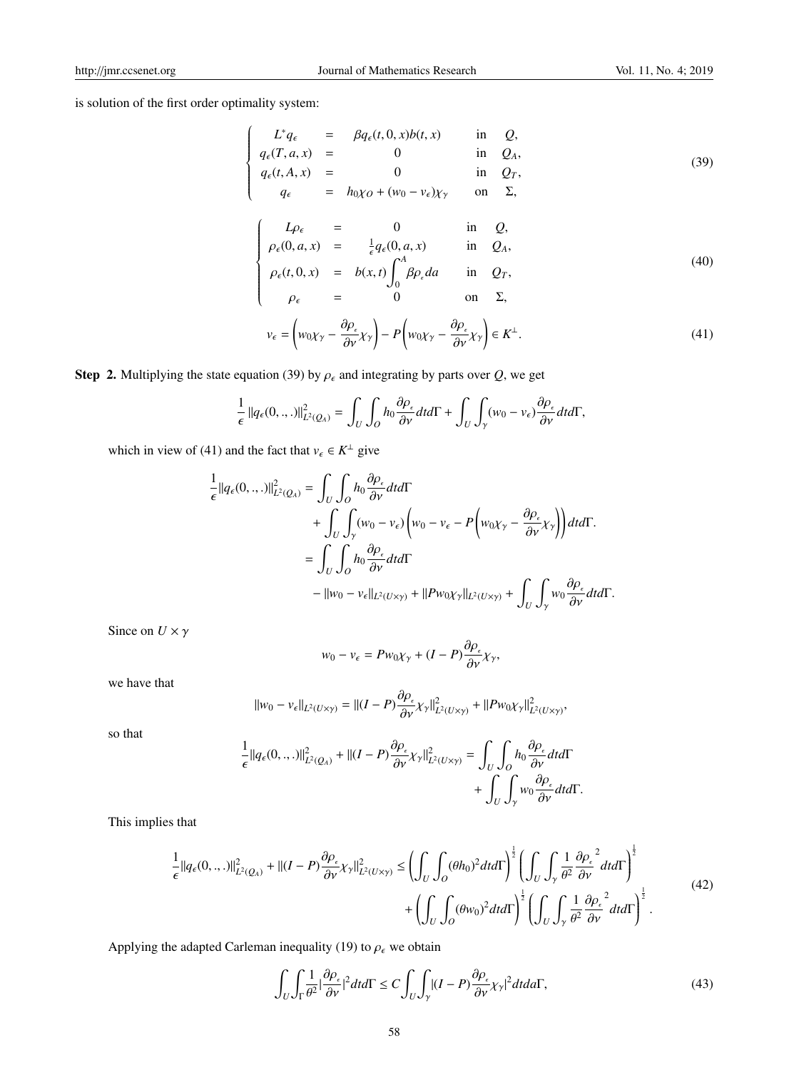is solution of the first order optimality system:

$$
\begin{cases}
L^* q_\epsilon &= \beta q_\epsilon(t,0,x) b(t,x) \quad \text{in} \quad Q, \\
q_\epsilon(T,a,x) &= 0 \quad \text{in} \quad Q_A, \\
q_\epsilon(t,A,x) &= 0 \quad \text{in} \quad Q_T, \\
q_\epsilon &= h_0 \chi_O + (w_0 - v_\epsilon)\chi_\gamma \quad \text{on} \quad \Sigma,
\end{cases}
\tag{39}
$$

$$
\begin{cases}
L\rho_\epsilon &= 0 \quad \text{in} \quad Q, \\
\rho_\epsilon(0,a,x) &= \frac{1}{\epsilon} q_\epsilon(0,a,x) \quad \text{in} \quad Q_A, \\
\rho_\epsilon(t,0,x) &= b(x,t) \displaystyle\int_0^A \beta \rho_\epsilon \, da \quad \text{in} \quad Q_T, \\
\rho_\epsilon &= 0 \quad \text{on} \quad \Sigma,
\end{cases}
\tag{40}
$$

$$
v_\epsilon = \left( w_0 \chi_\gamma - \frac{\partial \rho_\epsilon}{\partial \nu} \chi_\gamma \right) - P\left( w_0 \chi_\gamma - \frac{\partial \rho_\epsilon}{\partial \nu} \chi_\gamma \right) \in K^\perp. \tag{41}
$$

**Step 2.** Multiplying the state equation (39) by $\rho_\epsilon$ and integrating by parts over $Q$, we get

$$
\frac{1}{\epsilon} \| q_\epsilon(0,.,.) \|^2_{L^2(Q_A)} = \int_U \int_O h_0 \frac{\partial \rho_\epsilon}{\partial \nu} dt d\Gamma + \int_U \int_\gamma (w_0 - v_\epsilon) \frac{\partial \rho_\epsilon}{\partial \nu} dt d\Gamma,
$$

which in view of (41) and the fact that $v_\epsilon \in K^\perp$ give

$$
\begin{aligned}
\frac{1}{\epsilon} \| q_\epsilon(0,.,.) \|^2_{L^2(Q_A)} &= \int_U \int_O h_0 \frac{\partial \rho_\epsilon}{\partial \nu} dt d\Gamma \\
&\quad + \int_U \int_\gamma (w_0 - v_\epsilon) \left( w_0 - v_\epsilon - P\left( w_0 \chi_\gamma - \frac{\partial \rho_\epsilon}{\partial \nu} \chi_\gamma \right) \right) dt d\Gamma. \\
&= \int_U \int_O h_0 \frac{\partial \rho_\epsilon}{\partial \nu} dt d\Gamma \\
&\quad - \| w_0 - v_\epsilon \|_{L^2(U\times\gamma)} + \| P w_0 \chi_\gamma \|_{L^2(U\times\gamma)} + \int_U \int_\gamma w_0 \frac{\partial \rho_\epsilon}{\partial \nu} dt d\Gamma.
\end{aligned}
$$

Since on $U \times \gamma$

$$
w_0 - v_\epsilon = P w_0 \chi_\gamma + (I - P) \frac{\partial \rho_\epsilon}{\partial \nu} \chi_\gamma,
$$

we have that

$$
\| w_0 - v_\epsilon \|_{L^2(U\times\gamma)} = \| (I-P) \frac{\partial \rho_\epsilon}{\partial \nu} \chi_\gamma \|^2_{L^2(U\times\gamma)} + \| P w_0 \chi_\gamma \|^2_{L^2(U\times\gamma)},
$$

so that

$$
\begin{aligned}
\frac{1}{\epsilon} \| q_\epsilon(0,.,.) \|^2_{L^2(Q_A)} + \| (I-P) \frac{\partial \rho_\epsilon}{\partial \nu} \chi_\gamma \|^2_{L^2(U\times\gamma)} &= \int_U \int_O h_0 \frac{\partial \rho_\epsilon}{\partial \nu} dt d\Gamma \\
&\quad + \int_U \int_\gamma w_0 \frac{\partial \rho_\epsilon}{\partial \nu} dt d\Gamma.
\end{aligned}
$$

This implies that

$$
\begin{aligned}
\frac{1}{\epsilon} \| q_\epsilon(0,.,.) \|^2_{L^2(Q_A)} + \| (I-P) \frac{\partial \rho_\epsilon}{\partial \nu} \chi_\gamma \|^2_{L^2(U\times\gamma)} &\le \left( \int_U \int_O (\theta h_0)^2 dt d\Gamma \right)^{\frac{1}{2}} \left( \int_U \int_\gamma \frac{1}{\theta^2} \frac{\partial \rho_\epsilon}{\partial \nu}^2 dt d\Gamma \right)^{\frac{1}{2}} \\
&\quad + \left( \int_U \int_O (\theta w_0)^2 dt d\Gamma \right)^{\frac{1}{2}} \left( \int_U \int_\gamma \frac{1}{\theta^2} \frac{\partial \rho_\epsilon}{\partial \nu}^2 dt d\Gamma \right)^{\frac{1}{2}}.
\end{aligned}
\tag{42}
$$

Applying the adapted Carleman inequality (19) to $\rho_\epsilon$ we obtain

$$
\int_U \int_\Gamma \frac{1}{\theta^2} \left| \frac{\partial \rho_\epsilon}{\partial \nu} \right|^2 dt d\Gamma \le C \int_U \int_\gamma \left| (I-P) \frac{\partial \rho_\epsilon}{\partial \nu} \chi_\gamma \right|^2 dt da \Gamma, \tag{43}
$$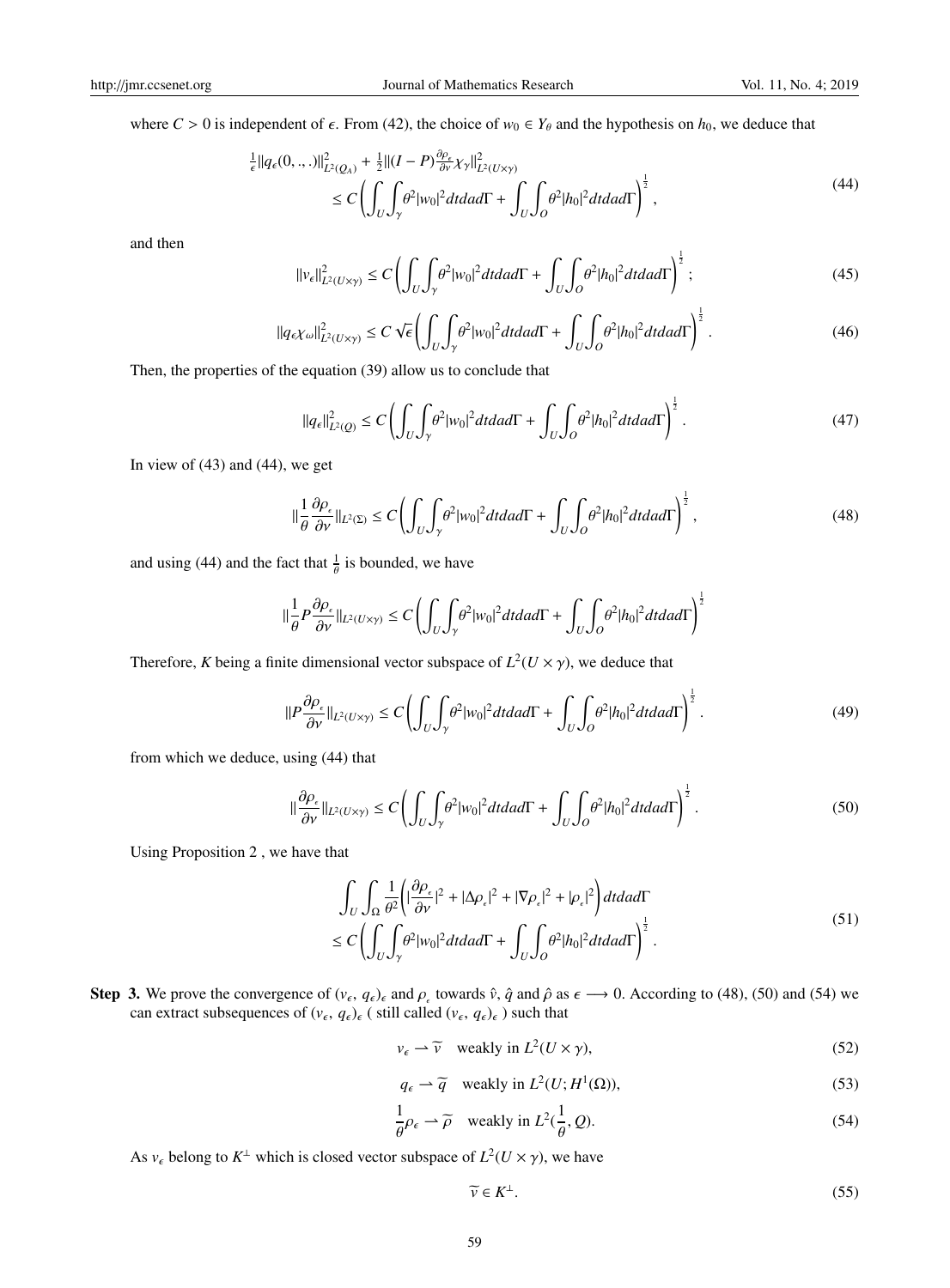where $C > 0$ is independent of $\epsilon$. From (42), the choice of $w_0 \in Y_\theta$ and the hypothesis on $h_0$, we deduce that

$$
\begin{aligned}
&\frac{1}{\epsilon}\|q_\epsilon(0,.,.)\|^2_{L^2(Q_A)} + \frac{1}{2}\|(I-P)\frac{\partial \rho_\epsilon}{\partial \nu}\chi_\gamma\|^2_{L^2(U\times\gamma)} \\
&\qquad \leq C\left(\int_U\int_\gamma \theta^2|w_0|^2 dtdad\Gamma + \int_U\int_O \theta^2|h_0|^2 dtdad\Gamma\right)^{\frac{1}{2}},
\end{aligned}
\tag{44}
$$

and then

$$
\|v_\epsilon\|^2_{L^2(U\times\gamma)} \leq C\left(\int_U\int_\gamma \theta^2|w_0|^2 dtdad\Gamma + \int_U\int_O \theta^2|h_0|^2 dtdad\Gamma\right)^{\frac{1}{2}};
\tag{45}
$$

$$
\|q_\epsilon\chi_\omega\|^2_{L^2(U\times\gamma)} \leq C\sqrt{\epsilon}\left(\int_U\int_\gamma \theta^2|w_0|^2 dtdad\Gamma + \int_U\int_O \theta^2|h_0|^2 dtdad\Gamma\right)^{\frac{1}{2}}.
\tag{46}
$$

Then, the properties of the equation (39) allow us to conclude that

$$
\|q_\epsilon\|^2_{L^2(Q)} \leq C\left(\int_U\int_\gamma \theta^2|w_0|^2 dtdad\Gamma + \int_U\int_O \theta^2|h_0|^2 dtdad\Gamma\right)^{\frac{1}{2}}.
\tag{47}
$$

In view of (43) and (44), we get

$$
\|\frac{1}{\theta}\frac{\partial \rho_\epsilon}{\partial \nu}\|_{L^2(\Sigma)} \leq C\left(\int_U\int_\gamma \theta^2|w_0|^2 dtdad\Gamma + \int_U\int_O \theta^2|h_0|^2 dtdad\Gamma\right)^{\frac{1}{2}},
\tag{48}
$$

and using (44) and the fact that $\frac{1}{\theta}$ is bounded, we have

$$
\|\frac{1}{\theta}P\frac{\partial \rho_\epsilon}{\partial \nu}\|_{L^2(U\times\gamma)} \leq C\left(\int_U\int_\gamma \theta^2|w_0|^2 dtdad\Gamma + \int_U\int_O \theta^2|h_0|^2 dtdad\Gamma\right)^{\frac{1}{2}}
$$

Therefore, $K$ being a finite dimensional vector subspace of $L^2(U\times\gamma)$, we deduce that

$$
\|P\frac{\partial \rho_\epsilon}{\partial \nu}\|_{L^2(U\times\gamma)} \leq C\left(\int_U\int_\gamma \theta^2|w_0|^2 dtdad\Gamma + \int_U\int_O \theta^2|h_0|^2 dtdad\Gamma\right)^{\frac{1}{2}}.
\tag{49}
$$

from which we deduce, using (44) that

$$
\|\frac{\partial \rho_\epsilon}{\partial \nu}\|_{L^2(U\times\gamma)} \leq C\left(\int_U\int_\gamma \theta^2|w_0|^2 dtdad\Gamma + \int_U\int_O \theta^2|h_0|^2 dtdad\Gamma\right)^{\frac{1}{2}}.
\tag{50}
$$

Using Proposition 2 , we have that

$$
\begin{aligned}
&\int_U\int_\Omega \frac{1}{\theta^2}\left(|\frac{\partial \rho_\epsilon}{\partial \nu}|^2 + |\Delta\rho_\epsilon|^2 + |\nabla\rho_\epsilon|^2 + |\rho_\epsilon|^2\right) dtdad\Gamma \\
&\leq C\left(\int_U\int_\gamma \theta^2|w_0|^2 dtdad\Gamma + \int_U\int_O \theta^2|h_0|^2 dtdad\Gamma\right)^{\frac{1}{2}}.
\end{aligned}
\tag{51}
$$

**Step 3.** We prove the convergence of $(v_\epsilon, q_\epsilon)_\epsilon$ and $\rho_\epsilon$ towards $\hat{v}$, $\hat{q}$ and $\hat{\rho}$ as $\epsilon \longrightarrow 0$. According to (48), (50) and (54) we can extract subsequences of $(v_\epsilon, q_\epsilon)_\epsilon$ ( still called $(v_\epsilon, q_\epsilon)_\epsilon$ ) such that

$$
v_\epsilon \rightharpoonup \widetilde{v} \quad \text{weakly in } L^2(U\times\gamma),
\tag{52}
$$

$$
q_\epsilon \rightharpoonup \widetilde{q} \quad \text{weakly in } L^2(U; H^1(\Omega)),
\tag{53}
$$

$$
\frac{1}{\theta}\rho_\epsilon \rightharpoonup \widetilde{\rho} \quad \text{weakly in } L^2(\frac{1}{\theta}, Q).
\tag{54}
$$

As $v_\epsilon$ belong to $K^\perp$ which is closed vector subspace of $L^2(U\times\gamma)$, we have

$$
\widetilde{v} \in K^\perp.
\tag{55}
$$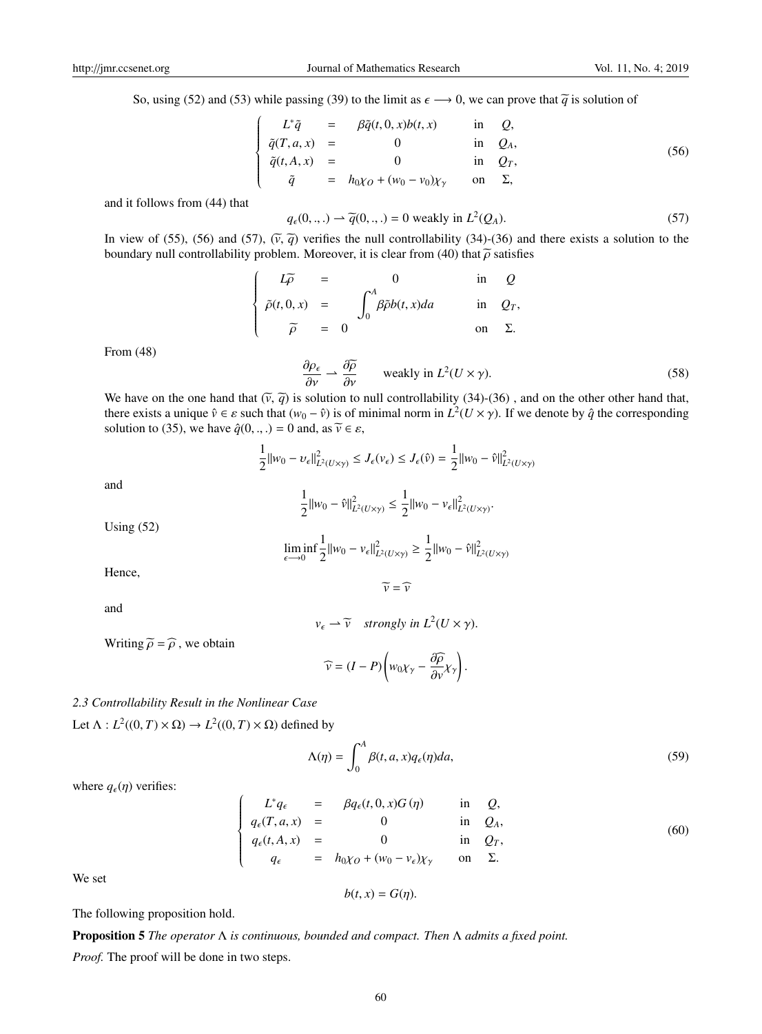So, using (52) and (53) while passing (39) to the limit as $\epsilon \longrightarrow 0$, we can prove that $\widetilde{q}$ is solution of

$$
\left\{
\begin{array}{lcll}
L^*\tilde{q} & = & \beta\tilde{q}(t,0,x)b(t,x) & \text{in} \quad Q, \\
\tilde{q}(T,a,x) & = & 0 & \text{in} \quad Q_A, \\
\tilde{q}(t,A,x) & = & 0 & \text{in} \quad Q_T, \\
\tilde{q} & = & h_0\chi_O + (w_0 - v_0)\chi_\gamma & \text{on} \quad \Sigma,
\end{array}
\right. \tag{56}
$$

and it follows from (44) that

$$
q_\epsilon(0,.,.) \rightharpoonup \widetilde{q}(0,.,.) = 0 \text{ weakly in } L^2(Q_A). \tag{57}
$$

In view of (55), (56) and (57), $(\widetilde{v}, \widetilde{q})$ verifies the null controllability (34)-(36) and there exists a solution to the boundary null controllability problem. Moreover, it is clear from (40) that $\widetilde{\rho}$ satisfies

$$
\left\{
\begin{array}{lcll}
L\widetilde{\rho} & = & 0 & \text{in} \quad Q \\
\tilde{\rho}(t,0,x) & = & \displaystyle\int_0^A \beta\tilde{\rho}b(t,x)da & \text{in} \quad Q_T, \\
\widetilde{\rho} & = & 0 & \text{on} \quad \Sigma.
\end{array}
\right.
$$

From (48)

$$
\frac{\partial\rho_\epsilon}{\partial\nu} \rightharpoonup \frac{\partial\widetilde{\rho}}{\partial\nu} \qquad \text{weakly in } L^2(U\times\gamma). \tag{58}
$$

We have on the one hand that $(\widetilde{v}, \widetilde{q})$ is solution to null controllability (34)-(36) , and on the other other hand that, there exists a unique $\hat{v} \in \varepsilon$ such that $(w_0 - \hat{v})$ is of minimal norm in $L^2(U\times\gamma)$. If we denote by $\hat{q}$ the corresponding solution to (35), we have $\hat{q}(0,.,.) = 0$ and, as $\widetilde{v} \in \varepsilon$,

$$
\frac{1}{2}\|w_0 - \upsilon_\epsilon\|^2_{L^2(U\times\gamma)} \leq J_\epsilon(v_\epsilon) \leq J_\epsilon(\hat{v}) = \frac{1}{2}\|w_0 - \hat{v}\|^2_{L^2(U\times\gamma)}
$$

and

$$
\frac{1}{2}\|w_0 - \hat{v}\|^2_{L^2(U\times\gamma)} \leq \frac{1}{2}\|w_0 - v_\epsilon\|^2_{L^2(U\times\gamma)}.
$$

Using (52)

$$
\liminf_{\epsilon\longrightarrow 0}\frac{1}{2}\|w_0 - v_\epsilon\|^2_{L^2(U\times\gamma)} \geq \frac{1}{2}\|w_0 - \hat{v}\|^2_{L^2(U\times\gamma)}
$$

Hence,

$$
\widetilde{v} = \widehat{v}
$$

and

$$
v_\epsilon \rightharpoonup \widetilde{v} \quad \textit{strongly in } L^2(U\times\gamma).
$$

Writing $\widetilde{\rho} = \widehat{\rho}$ , we obtain

$$
\widehat{v} = (I - P)\left(w_0\chi_\gamma - \frac{\partial\widehat{\rho}}{\partial\nu}\chi_\gamma\right).
$$

*2.3 Controllability Result in the Nonlinear Case*

Let $\Lambda : L^2((0,T)\times\Omega) \to L^2((0,T)\times\Omega)$ defined by

$$
\Lambda(\eta) = \int_0^A \beta(t,a,x)q_\epsilon(\eta)da, \tag{59}
$$

where $q_\epsilon(\eta)$ verifies:

$$
\left\{
\begin{array}{lcll}
L^*q_\epsilon & = & \beta q_\epsilon(t,0,x)G(\eta) & \text{in} \quad Q, \\
q_\epsilon(T,a,x) & = & 0 & \text{in} \quad Q_A, \\
q_\epsilon(t,A,x) & = & 0 & \text{in} \quad Q_T, \\
q_\epsilon & = & h_0\chi_O + (w_0 - v_\epsilon)\chi_\gamma & \text{on} \quad \Sigma.
\end{array}
\right. \tag{60}
$$

We set

$$
b(t,x) = G(\eta).
$$

The following proposition hold.

**Proposition 5** *The operator $\Lambda$ is continuous, bounded and compact. Then $\Lambda$ admits a fixed point.*

*Proof.* The proof will be done in two steps.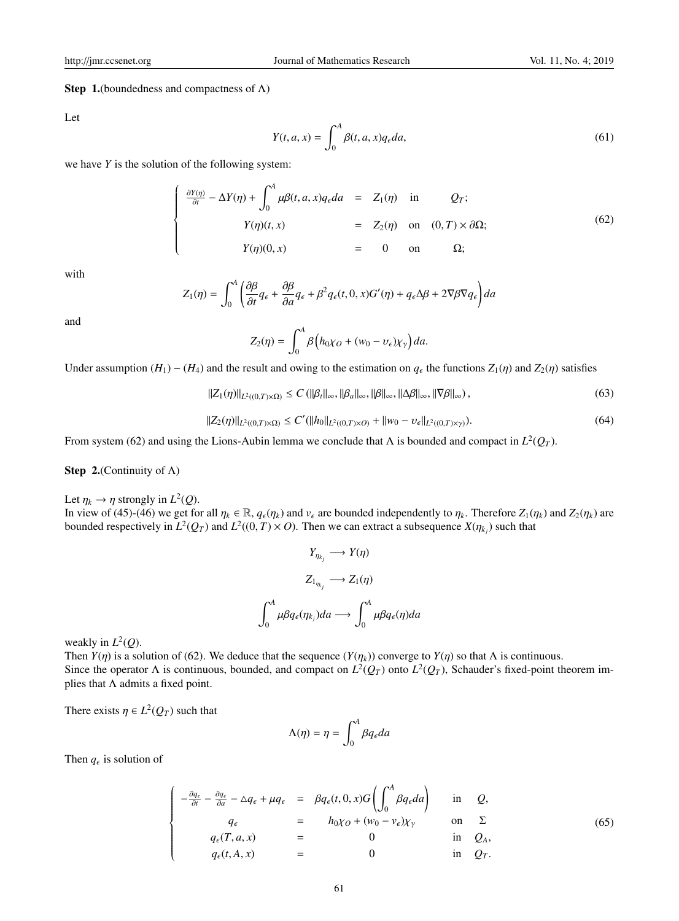**Step 1.**(boundedness and compactness of $\Lambda$)

Let

$$Y(t,a,x) = \int_0^A \beta(t,a,x) q_\epsilon da, \tag{61}$$

we have $Y$ is the solution of the following system:

$$\left\{\begin{array}{rclll} \frac{\partial Y(\eta)}{\partial t} - \Delta Y(\eta) + \displaystyle\int_0^A \mu\beta(t,a,x) q_\epsilon da & = & Z_1(\eta) & \text{in} & Q_T; \\ Y(\eta)(t,x) & = & Z_2(\eta) & \text{on} & (0,T)\times\partial\Omega; \\ Y(\eta)(0,x) & = & 0 & \text{on} & \Omega; \end{array}\right. \tag{62}$$

with

$$Z_1(\eta) = \int_0^A \left( \frac{\partial \beta}{\partial t} q_\epsilon + \frac{\partial \beta}{\partial a} q_\epsilon + \beta^2 q_\epsilon(t,0,x) G'(\eta) + q_\epsilon \Delta\beta + 2\nabla\beta\nabla q_\epsilon \right) da$$

and

$$Z_2(\eta) = \int_0^A \beta\Big( h_0 \chi_O + (w_0 - \upsilon_\epsilon)\chi_\gamma \Big) da.$$

Under assumption $(H_1)-(H_4)$ and the result and owing to the estimation on $q_\epsilon$ the functions $Z_1(\eta)$ and $Z_2(\eta)$ satisfies

$$\|Z_1(\eta)\|_{L^2((0,T)\times\Omega)} \le C\left(\|\beta_t\|_\infty, \|\beta_a\|_\infty, \|\beta\|_\infty, \|\Delta\beta\|_\infty, \|\nabla\beta\|_\infty\right), \tag{63}$$

$$\|Z_2(\eta)\|_{L^2((0,T)\times\Omega)} \le C'(\|h_0\|_{L^2((0,T)\times O)} + \|w_0 - \upsilon_\epsilon\|_{L^2((0,T)\times\gamma)}). \tag{64}$$

From system (62) and using the Lions-Aubin lemma we conclude that $\Lambda$ is bounded and compact in $L^2(Q_T)$.

**Step 2.**(Continuity of $\Lambda$)

Let $\eta_k \to \eta$ strongly in $L^2(Q)$.
In view of (45)-(46) we get for all $\eta_k \in \mathbb{R}$, $q_\epsilon(\eta_k)$ and $v_\epsilon$ are bounded independently to $\eta_k$. Therefore $Z_1(\eta_k)$ and $Z_2(\eta_k)$ are bounded respectively in $L^2(Q_T)$ and $L^2((0,T)\times O)$. Then we can extract a subsequence $X(\eta_{k_j})$ such that

$$Y_{\eta_{k_j}} \longrightarrow Y(\eta)$$

$$Z_{1_{\eta_{k_j}}} \longrightarrow Z_1(\eta)$$

$$\int_0^A \mu\beta q_\epsilon(\eta_{k_j}) da \longrightarrow \int_0^A \mu\beta q_\epsilon(\eta) da$$

weakly in $L^2(Q)$.
Then $Y(\eta)$ is a solution of (62). We deduce that the sequence $(Y(\eta_k))$ converge to $Y(\eta)$ so that $\Lambda$ is continuous.
Since the operator $\Lambda$ is continuous, bounded, and compact on $L^2(Q_T)$ onto $L^2(Q_T)$, Schauder's fixed-point theorem implies that $\Lambda$ admits a fixed point.

There exists $\eta \in L^2(Q_T)$ such that

$$\Lambda(\eta) = \eta = \int_0^A \beta q_\epsilon da$$

Then $q_\epsilon$ is solution of

$$\left\{\begin{array}{rclll} -\frac{\partial q_\epsilon}{\partial t} - \frac{\partial q_\epsilon}{\partial a} - \triangle q_\epsilon + \mu q_\epsilon & = & \beta q_\epsilon(t,0,x) G\left(\displaystyle\int_0^A \beta q_\epsilon da\right) & \text{in} & Q, \\ q_\epsilon & = & h_0\chi_O + (w_0 - v_\epsilon)\chi_\gamma & \text{on} & \Sigma \\ q_\epsilon(T,a,x) & = & 0 & \text{in} & Q_A, \\ q_\epsilon(t,A,x) & = & 0 & \text{in} & Q_T. \end{array}\right. \tag{65}$$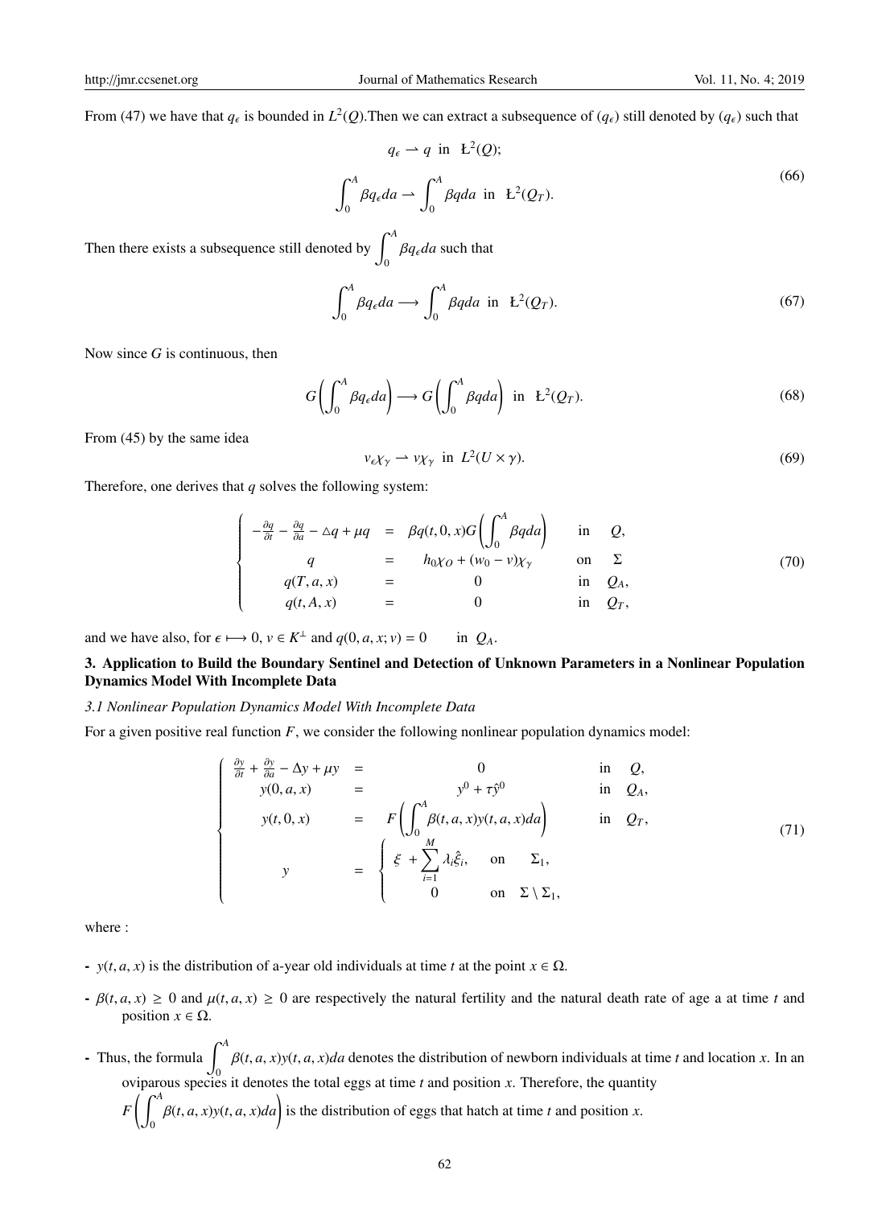From (47) we have that $q_\epsilon$ is bounded in $L^2(Q)$.Then we can extract a subsequence of $(q_\epsilon)$ still denoted by $(q_\epsilon)$ such that

$$
\begin{aligned}
& q_\epsilon \rightharpoonup q \ \text{ in } \ L^2(Q); \\
& \int_0^A \beta q_\epsilon da \rightharpoonup \int_0^A \beta q da \ \text{ in } \ L^2(Q_T).
\end{aligned}
\tag{66}
$$

Then there exists a subsequence still denoted by $\displaystyle\int_0^A \beta q_\epsilon da$ such that

$$
\int_0^A \beta q_\epsilon da \longrightarrow \int_0^A \beta q da \ \text{ in } \ L^2(Q_T). \tag{67}
$$

Now since $G$ is continuous, then

$$
G\left(\int_0^A \beta q_\epsilon da\right) \longrightarrow G\left(\int_0^A \beta q da\right) \ \text{ in } \ L^2(Q_T). \tag{68}
$$

From (45) by the same idea

$$
v_\epsilon \chi_\gamma \rightharpoonup v \chi_\gamma \ \text{ in } \ L^2(U \times \gamma). \tag{69}
$$

Therefore, one derives that $q$ solves the following system:

$$
\left\{
\begin{array}{rcll}
-\frac{\partial q}{\partial t} - \frac{\partial q}{\partial a} - \triangle q + \mu q & = & \beta q(t,0,x) G\left(\displaystyle\int_0^A \beta q da\right) & \text{in} \quad Q, \\
q & = & h_0 \chi_O + (w_0 - v)\chi_\gamma & \text{on} \quad \Sigma \\
q(T,a,x) & = & 0 & \text{in} \quad Q_A, \\
q(t,A,x) & = & 0 & \text{in} \quad Q_T,
\end{array}
\right.
\tag{70}
$$

and we have also, for $\epsilon \longmapsto 0$, $v \in K^\perp$ and $q(0,a,x;v) = 0 \quad$ in $Q_A$.

## 3. Application to Build the Boundary Sentinel and Detection of Unknown Parameters in a Nonlinear Population Dynamics Model With Incomplete Data

### *3.1 Nonlinear Population Dynamics Model With Incomplete Data*

For a given positive real function $F$, we consider the following nonlinear population dynamics model:

$$
\left\{
\begin{array}{rcll}
\frac{\partial y}{\partial t} + \frac{\partial y}{\partial a} - \Delta y + \mu y & = & 0 & \text{in} \quad Q, \\
y(0,a,x) & = & y^0 + \tau \hat{y}^0 & \text{in} \quad Q_A, \\
y(t,0,x) & = & F\left(\displaystyle\int_0^A \beta(t,a,x) y(t,a,x) da\right) & \text{in} \quad Q_T, \\
y & = & \left\{
\begin{array}{ll}
\xi + \displaystyle\sum_{i=1}^M \lambda_i \hat{\xi}_i, & \text{on} \quad \Sigma_1, \\
0 & \text{on} \quad \Sigma \setminus \Sigma_1,
\end{array}
\right. &
\end{array}
\right.
\tag{71}
$$

where :

- $y(t,a,x)$ is the distribution of a-year old individuals at time $t$ at the point $x \in \Omega$.
- $\beta(t,a,x) \geq 0$ and $\mu(t,a,x) \geq 0$ are respectively the natural fertility and the natural death rate of age a at time $t$ and position $x \in \Omega$.
- Thus, the formula $\displaystyle\int_0^A \beta(t,a,x) y(t,a,x) da$ denotes the distribution of newborn individuals at time $t$ and location $x$. In an oviparous species it denotes the total eggs at time $t$ and position $x$. Therefore, the quantity $F\left(\displaystyle\int_0^A \beta(t,a,x) y(t,a,x) da\right)$ is the distribution of eggs that hatch at time $t$ and position $x$.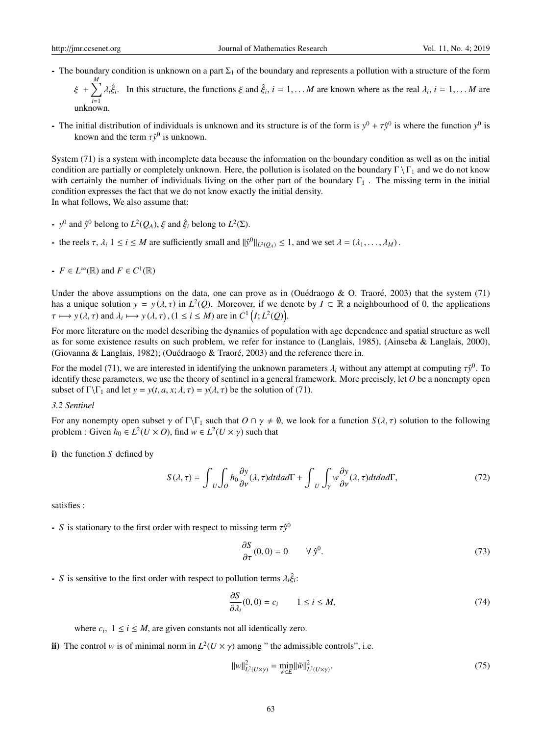- The boundary condition is unknown on a part $\Sigma_1$ of the boundary and represents a pollution with a structure of the form $\xi + \sum_{i=1}^{M} \lambda_i \hat{\xi}_i$. In this structure, the functions $\xi$ and $\hat{\xi}_i$, $i = 1, \ldots M$ are known where as the real $\lambda_i$, $i = 1, \ldots M$ are unknown.
- The initial distribution of individuals is unknown and its structure is of the form is $y^0 + \tau \hat{y}^0$ is where the function $y^0$ is known and the term $\tau \hat{y}^0$ is unknown.

System (71) is a system with incomplete data because the information on the boundary condition as well as on the initial condition are partially or completely unknown. Here, the pollution is isolated on the boundary $\Gamma \setminus \Gamma_1$ and we do not know with certainly the number of individuals living on the other part of the boundary $\Gamma_1$ . The missing term in the initial condition expresses the fact that we do not know exactly the initial density.
In what follows, We also assume that:

- $y^0$ and $\hat{y}^0$ belong to $L^2(Q_A)$, $\xi$ and $\hat{\xi}_i$ belong to $L^2(\Sigma)$.
- the reels $\tau$, $\lambda_i$ $1 \leq i \leq M$ are sufficiently small and $\|\hat{y}^0\|_{L^2(Q_A)} \leq 1$, and we set $\lambda = (\lambda_1, \ldots, \lambda_M)$.
- $F \in L^\infty(\mathbb{R})$ and $F \in C^1(\mathbb{R})$

Under the above assumptions on the data, one can prove as in (Ouédraogo & O. Traoré, 2003) that the system (71) has a unique solution $y = y(\lambda, \tau)$ in $L^2(Q)$. Moreover, if we denote by $I \subset \mathbb{R}$ a neighbourhood of 0, the applications $\tau \longmapsto y(\lambda, \tau)$ and $\lambda_i \longmapsto y(\lambda, \tau)$, $(1 \leq i \leq M)$ are in $C^1\left(I; L^2(Q)\right)$.

For more literature on the model describing the dynamics of population with age dependence and spatial structure as well as for some existence results on such problem, we refer for instance to (Langlais, 1985), (Ainseba & Langlais, 2000), (Giovanna & Langlais, 1982); (Ouédraogo & Traoré, 2003) and the reference there in.

For the model (71), we are interested in identifying the unknown parameters $\lambda_i$ without any attempt at computing $\tau \hat{y}^0$. To identify these parameters, we use the theory of sentinel in a general framework. More precisely, let $O$ be a nonempty open subset of $\Gamma \setminus \Gamma_1$ and let $y = y(t, a, x; \lambda, \tau) = y(\lambda, \tau)$ be the solution of (71).

*3.2 Sentinel*

For any nonempty open subset $\gamma$ of $\Gamma \setminus \Gamma_1$ such that $O \cap \gamma \neq \emptyset$, we look for a function $S(\lambda, \tau)$ solution to the following problem : Given $h_0 \in L^2(U \times O)$, find $w \in L^2(U \times \gamma)$ such that

**i)** the function $S$ defined by

$$S(\lambda, \tau) = \int_U \int_O h_0 \frac{\partial y}{\partial \nu}(\lambda, \tau) dt da d\Gamma + \int_U \int_\gamma w \frac{\partial y}{\partial \nu}(\lambda, \tau) dt da d\Gamma, \tag{72}$$

satisfies :

- $S$ is stationary to the first order with respect to missing term $\tau \hat{y}^0$

$$\frac{\partial S}{\partial \tau}(0, 0) = 0 \qquad \forall\, \hat{y}^0. \tag{73}$$

- $S$ is sensitive to the first order with respect to pollution terms $\lambda_i \hat{\xi}_i$:

$$\frac{\partial S}{\partial \lambda_i}(0, 0) = c_i \qquad 1 \leq i \leq M, \tag{74}$$

where $c_i$, $1 \leq i \leq M$, are given constants not all identically zero.

**ii)** The control $w$ is of minimal norm in $L^2(U \times \gamma)$ among " the admissible controls", i.e.

$$\|w\|^2_{L^2(U \times \gamma)} = \min_{\tilde{w} \in E} \|\tilde{w}\|^2_{L^2(U \times \gamma)}. \tag{75}$$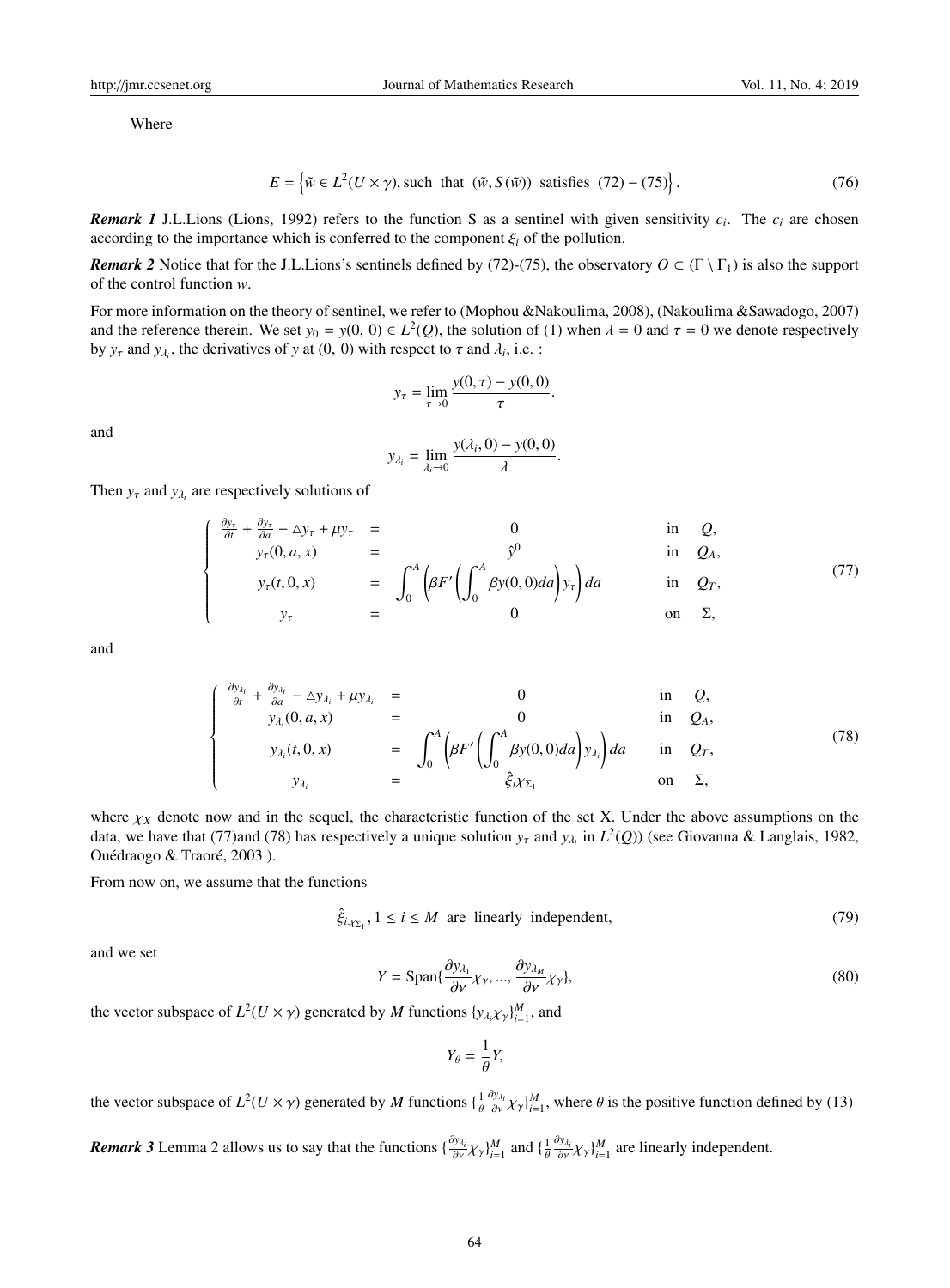Where

$$E = \left\{ \tilde{w} \in L^2(U \times \gamma), \text{such that } (\tilde{w}, S(\tilde{w})) \text{ satisfies } (72) - (75) \right\}. \tag{76}$$

***Remark 1*** J.L.Lions (Lions, 1992) refers to the function S as a sentinel with given sensitivity $c_i$. The $c_i$ are chosen according to the importance which is conferred to the component $\xi_i$ of the pollution.

***Remark 2*** Notice that for the J.L.Lions's sentinels defined by (72)-(75), the observatory $O \subset (\Gamma \setminus \Gamma_1)$ is also the support of the control function $w$.

For more information on the theory of sentinel, we refer to (Mophou &Nakoulima, 2008), (Nakoulima &Sawadogo, 2007) and the reference therein. We set $y_0 = y(0, 0) \in L^2(Q)$, the solution of (1) when $\lambda = 0$ and $\tau = 0$ we denote respectively by $y_\tau$ and $y_{\lambda_i}$, the derivatives of $y$ at $(0, 0)$ with respect to $\tau$ and $\lambda_i$, i.e. :

$$y_\tau = \lim_{\tau \to 0} \frac{y(0, \tau) - y(0, 0)}{\tau}.$$

and

$$y_{\lambda_i} = \lim_{\lambda_i \to 0} \frac{y(\lambda_i, 0) - y(0, 0)}{\lambda}.$$

Then $y_\tau$ and $y_{\lambda_i}$ are respectively solutions of

$$\left\{ \begin{array}{lcll} \frac{\partial y_\tau}{\partial t} + \frac{\partial y_\tau}{\partial a} - \triangle y_\tau + \mu y_\tau & = & 0 & \text{in } Q, \\ y_\tau(0, a, x) & = & \hat{y}^0 & \text{in } Q_A, \\ y_\tau(t, 0, x) & = & \displaystyle\int_0^A \left( \beta F' \left( \int_0^A \beta y(0, 0) da \right) y_\tau \right) da & \text{in } Q_T, \\ y_\tau & = & 0 & \text{on } \Sigma, \end{array} \right. \tag{77}$$

and

$$\left\{ \begin{array}{lcll} \frac{\partial y_{\lambda_i}}{\partial t} + \frac{\partial y_{\lambda_i}}{\partial a} - \triangle y_{\lambda_i} + \mu y_{\lambda_i} & = & 0 & \text{in } Q, \\ y_{\lambda_i}(0, a, x) & = & 0 & \text{in } Q_A, \\ y_{\lambda_i}(t, 0, x) & = & \displaystyle\int_0^A \left( \beta F' \left( \int_0^A \beta y(0, 0) da \right) y_{\lambda_i} \right) da & \text{in } Q_T, \\ y_{\lambda_i} & = & \hat{\xi}_i \chi_{\Sigma_1} & \text{on } \Sigma, \end{array} \right. \tag{78}$$

where $\chi_X$ denote now and in the sequel, the characteristic function of the set X. Under the above assumptions on the data, we have that (77)and (78) has respectively a unique solution $y_\tau$ and $y_{\lambda_i}$ in $L^2(Q)$) (see Giovanna & Langlais, 1982, Ouédraogo & Traoré, 2003 ).

From now on, we assume that the functions

$$\hat{\xi}_{i \chi_{\Sigma_1}}, 1 \leq i \leq M \text{ are linearly independent}, \tag{79}$$

and we set

$$Y = \text{Span}\{\frac{\partial y_{\lambda_1}}{\partial \nu} \chi_\gamma, ..., \frac{\partial y_{\lambda_M}}{\partial \nu} \chi_\gamma\}, \tag{80}$$

the vector subspace of $L^2(U \times \gamma)$ generated by $M$ functions $\{y_{\lambda_i} \chi_\gamma\}_{i=1}^M$, and

$$Y_\theta = \frac{1}{\theta} Y,$$

the vector subspace of $L^2(U \times \gamma)$ generated by $M$ functions $\{\frac{1}{\theta} \frac{\partial y_{\lambda_i}}{\partial \nu} \chi_\gamma\}_{i=1}^M$, where $\theta$ is the positive function defined by (13)

***Remark 3*** Lemma 2 allows us to say that the functions $\{\frac{\partial y_{\lambda_i}}{\partial \nu} \chi_\gamma\}_{i=1}^M$ and $\{\frac{1}{\theta} \frac{\partial y_{\lambda_i}}{\partial \nu} \chi_\gamma\}_{i=1}^M$ are linearly independent.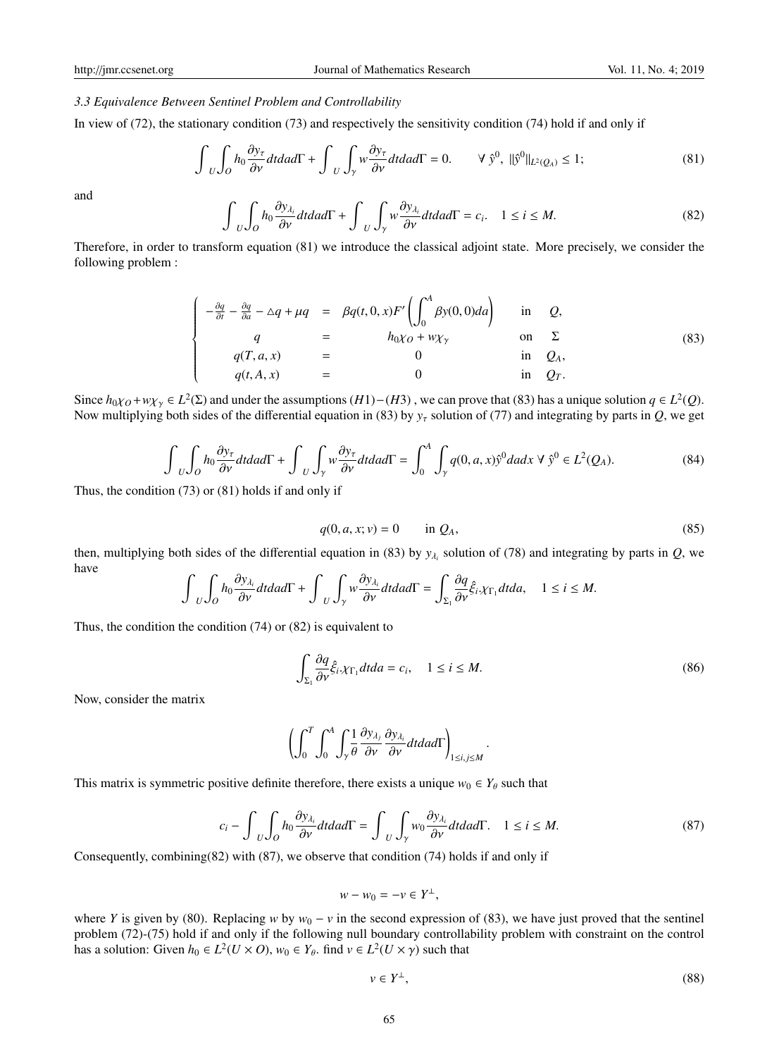### *3.3 Equivalence Between Sentinel Problem and Controllability*

In view of (72), the stationary condition (73) and respectively the sensitivity condition (74) hold if and only if

$$\int_U \int_O h_0 \frac{\partial y_\tau}{\partial \nu} dt da d\Gamma + \int_U \int_\gamma w \frac{\partial y_\tau}{\partial \nu} dt da d\Gamma = 0. \qquad \forall\ \hat{y}^0,\ \|\hat{y}^0\|_{L^2(Q_A)} \leq 1; \tag{81}$$

and

$$\int_U \int_O h_0 \frac{\partial y_{\lambda_i}}{\partial \nu} dt da d\Gamma + \int_U \int_\gamma w \frac{\partial y_{\lambda_i}}{\partial \nu} dt da d\Gamma = c_i. \quad 1 \leq i \leq M. \tag{82}$$

Therefore, in order to transform equation (81) we introduce the classical adjoint state. More precisely, we consider the following problem :

$$\begin{cases} -\frac{\partial q}{\partial t} - \frac{\partial q}{\partial a} - \triangle q + \mu q &= \beta q(t,0,x) F'\left( \int_0^A \beta y(0,0) da \right) & \text{in} \quad Q, \\ q &= h_0 \chi_O + w \chi_\gamma & \text{on} \quad \Sigma \\ q(T,a,x) &= 0 & \text{in} \quad Q_A, \\ q(t,A,x) &= 0 & \text{in} \quad Q_T. \end{cases} \tag{83}$$

Since $h_0 \chi_O + w \chi_\gamma \in L^2(\Sigma)$ and under the assumptions $(H1)-(H3)$ , we can prove that (83) has a unique solution $q \in L^2(Q)$. Now multiplying both sides of the differential equation in (83) by $y_\tau$ solution of (77) and integrating by parts in $Q$, we get

$$\int_U \int_O h_0 \frac{\partial y_\tau}{\partial \nu} dt da d\Gamma + \int_U \int_\gamma w \frac{\partial y_\tau}{\partial \nu} dt da d\Gamma = \int_0^A \int_\gamma q(0,a,x) \hat{y}^0 da dx \ \forall\ \hat{y}^0 \in L^2(Q_A). \tag{84}$$

Thus, the condition (73) or (81) holds if and only if

$$q(0,a,x;v) = 0 \qquad \text{in } Q_A, \tag{85}$$

then, multiplying both sides of the differential equation in (83) by $y_{\lambda_i}$ solution of (78) and integrating by parts in $Q$, we have

$$\int_U \int_O h_0 \frac{\partial y_{\lambda_i}}{\partial \nu} dt da d\Gamma + \int_U \int_\gamma w \frac{\partial y_{\lambda_i}}{\partial \nu} dt da d\Gamma = \int_{\Sigma_1} \frac{\partial q}{\partial \nu} \hat{\xi}_i \chi_{\Gamma_1} dt da, \quad 1 \leq i \leq M.$$

Thus, the condition the condition (74) or (82) is equivalent to

$$\int_{\Sigma_1} \frac{\partial q}{\partial \nu} \hat{\xi}_i \chi_{\Gamma_1} dt da = c_i, \quad 1 \leq i \leq M. \tag{86}$$

Now, consider the matrix

$$\left( \int_0^T \int_0^A \int_\gamma \frac{1}{\theta} \frac{\partial y_{\lambda_j}}{\partial \nu} \frac{\partial y_{\lambda_i}}{\partial \nu} dt da d\Gamma \right)_{1 \leq i,j \leq M}.$$

This matrix is symmetric positive definite therefore, there exists a unique $w_0 \in Y_\theta$ such that

$$c_i - \int_U \int_O h_0 \frac{\partial y_{\lambda_i}}{\partial \nu} dt da d\Gamma = \int_U \int_\gamma w_0 \frac{\partial y_{\lambda_i}}{\partial \nu} dt da d\Gamma. \quad 1 \leq i \leq M. \tag{87}$$

Consequently, combining(82) with (87), we observe that condition (74) holds if and only if

$$w - w_0 = -v \in Y^\perp,$$

where $Y$ is given by (80). Replacing $w$ by $w_0 - v$ in the second expression of (83), we have just proved that the sentinel problem (72)-(75) hold if and only if the following null boundary controllability problem with constraint on the control has a solution: Given $h_0 \in L^2(U \times O)$, $w_0 \in Y_\theta$. find $v \in L^2(U \times \gamma)$ such that

$$v \in Y^\perp, \tag{88}$$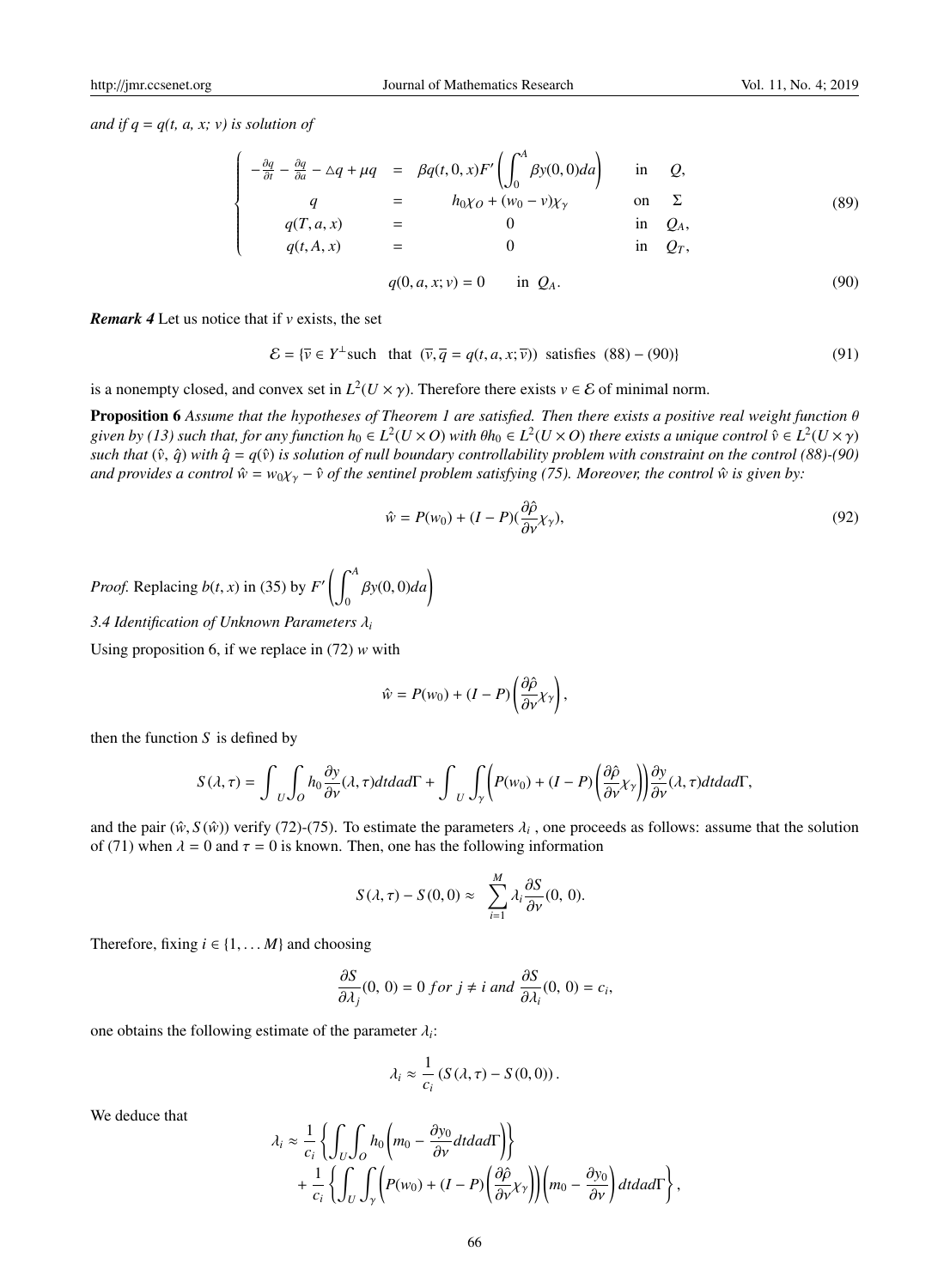*and if $q = q(t, a, x; v)$ is solution of*

$$
\left\{
\begin{array}{rclll}
-\frac{\partial q}{\partial t} - \frac{\partial q}{\partial a} - \triangle q + \mu q & = & \beta q(t, 0, x) F'\left(\int_0^A \beta y(0, 0) da\right) & \text{in} & Q, \\
q & = & h_0 \chi_O + (w_0 - v)\chi_\gamma & \text{on} & \Sigma \\
q(T, a, x) & = & 0 & \text{in} & Q_A, \\
q(t, A, x) & = & 0 & \text{in} & Q_T,
\end{array}
\right.
\tag{89}
$$

$$
q(0, a, x; v) = 0 \qquad \text{in } Q_A. \tag{90}
$$

***Remark 4*** Let us notice that if $v$ exists, the set

$$
\mathcal{E} = \{\overline{v} \in Y^{\perp} \text{such that } (\overline{v}, \overline{q} = q(t, a, x; \overline{v})) \text{ satisfies } (88) - (90)\} \tag{91}
$$

is a nonempty closed, and convex set in $L^2(U \times \gamma)$. Therefore there exists $v \in \mathcal{E}$ of minimal norm.

**Proposition 6** *Assume that the hypotheses of Theorem 1 are satisfied. Then there exists a positive real weight function $\theta$ given by (13) such that, for any function $h_0 \in L^2(U \times O)$ with $\theta h_0 \in L^2(U \times O)$ there exists a unique control $\hat{v} \in L^2(U \times \gamma)$ such that $(\hat{v}, \hat{q})$ with $\hat{q} = q(\hat{v})$ is solution of null boundary controllability problem with constraint on the control (88)-(90) and provides a control $\hat{w} = w_0\chi_\gamma - \hat{v}$ of the sentinel problem satisfying (75). Moreover, the control $\hat{w}$ is given by:*

$$
\hat{w} = P(w_0) + (I - P)(\frac{\partial \hat{\rho}}{\partial \nu}\chi_\gamma), \tag{92}
$$

*Proof.* Replacing $b(t, x)$ in (35) by $F'\left(\int_0^A \beta y(0, 0) da\right)$

*3.4 Identification of Unknown Parameters $\lambda_i$*

Using proposition 6, if we replace in (72) $w$ with

$$
\hat{w} = P(w_0) + (I - P)\left(\frac{\partial \hat{\rho}}{\partial \nu}\chi_\gamma\right),
$$

then the function $S$ is defined by

$$
S(\lambda, \tau) = \int_U \int_O h_0 \frac{\partial y}{\partial \nu}(\lambda, \tau) dt da d\Gamma + \int_U \int_\gamma \left(P(w_0) + (I - P)\left(\frac{\partial \hat{\rho}}{\partial \nu}\chi_\gamma\right)\right) \frac{\partial y}{\partial \nu}(\lambda, \tau) dt da d\Gamma,
$$

and the pair $(\hat{w}, S(\hat{w}))$ verify (72)-(75). To estimate the parameters $\lambda_i$ , one proceeds as follows: assume that the solution of (71) when $\lambda = 0$ and $\tau = 0$ is known. Then, one has the following information

$$
S(\lambda, \tau) - S(0, 0) \approx \sum_{i=1}^{M} \lambda_i \frac{\partial S}{\partial \nu}(0,\, 0).
$$

Therefore, fixing $i \in \{1, \ldots M\}$ and choosing

$$
\frac{\partial S}{\partial \lambda_j}(0,\, 0) = 0 \; for \; j \neq i \; and \; \frac{\partial S}{\partial \lambda_i}(0,\, 0) = c_i,
$$

one obtains the following estimate of the parameter $\lambda_i$:

$$
\lambda_i \approx \frac{1}{c_i}\left(S(\lambda, \tau) - S(0, 0)\right).
$$

We deduce that

$$
\begin{aligned}
\lambda_i \approx\; & \frac{1}{c_i}\left\{\int_U \int_O h_0 \left(m_0 - \frac{\partial y_0}{\partial \nu} dt da d\Gamma\right)\right\} \\
& + \frac{1}{c_i}\left\{\int_U \int_\gamma \left(P(w_0) + (I - P)\left(\frac{\partial \hat{\rho}}{\partial \nu}\chi_\gamma\right)\right)\left(m_0 - \frac{\partial y_0}{\partial \nu}\right) dt da d\Gamma\right\},
\end{aligned}
$$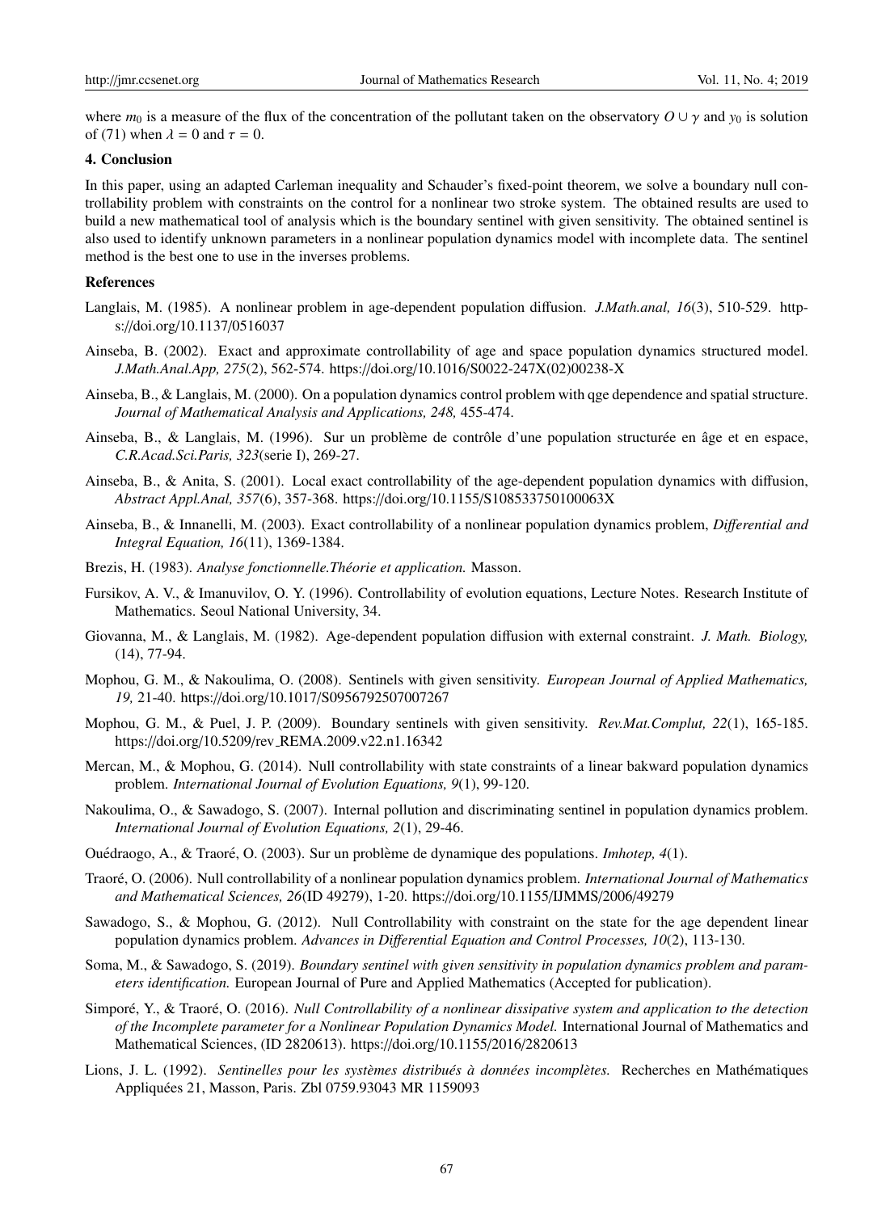where $m_0$ is a measure of the flux of the concentration of the pollutant taken on the observatory $O \cup \gamma$ and $y_0$ is solution of (71) when $\lambda = 0$ and $\tau = 0$.

## 4. Conclusion

In this paper, using an adapted Carleman inequality and Schauder's fixed-point theorem, we solve a boundary null controllability problem with constraints on the control for a nonlinear two stroke system. The obtained results are used to build a new mathematical tool of analysis which is the boundary sentinel with given sensitivity. The obtained sentinel is also used to identify unknown parameters in a nonlinear population dynamics model with incomplete data. The sentinel method is the best one to use in the inverses problems.

## References

Langlais, M. (1985). A nonlinear problem in age-dependent population diffusion. *J.Math.anal, 16*(3), 510-529. https://doi.org/10.1137/0516037

Ainseba, B. (2002). Exact and approximate controllability of age and space population dynamics structured model. *J.Math.Anal.App, 275*(2), 562-574. https://doi.org/10.1016/S0022-247X(02)00238-X

Ainseba, B., & Langlais, M. (2000). On a population dynamics control problem with qge dependence and spatial structure. *Journal of Mathematical Analysis and Applications, 248,* 455-474.

Ainseba, B., & Langlais, M. (1996). Sur un problème de contrôle d'une population structurée en âge et en espace, *C.R.Acad.Sci.Paris, 323*(serie I), 269-27.

Ainseba, B., & Anita, S. (2001). Local exact controllability of the age-dependent population dynamics with diffusion, *Abstract Appl.Anal, 357*(6), 357-368. https://doi.org/10.1155/S108533750100063X

Ainseba, B., & Innanelli, M. (2003). Exact controllability of a nonlinear population dynamics problem, *Differential and Integral Equation, 16*(11), 1369-1384.

Brezis, H. (1983). *Analyse fonctionnelle.Théorie et application.* Masson.

Fursikov, A. V., & Imanuvilov, O. Y. (1996). Controllability of evolution equations, Lecture Notes. Research Institute of Mathematics. Seoul National University, 34.

Giovanna, M., & Langlais, M. (1982). Age-dependent population diffusion with external constraint. *J. Math. Biology,* (14), 77-94.

Mophou, G. M., & Nakoulima, O. (2008). Sentinels with given sensitivity. *European Journal of Applied Mathematics, 19,* 21-40. https://doi.org/10.1017/S0956792507007267

Mophou, G. M., & Puel, J. P. (2009). Boundary sentinels with given sensitivity. *Rev.Mat.Complut, 22*(1), 165-185. https://doi.org/10.5209/rev_REMA.2009.v22.n1.16342

Mercan, M., & Mophou, G. (2014). Null controllability with state constraints of a linear bakward population dynamics problem. *International Journal of Evolution Equations, 9*(1), 99-120.

Nakoulima, O., & Sawadogo, S. (2007). Internal pollution and discriminating sentinel in population dynamics problem. *International Journal of Evolution Equations, 2*(1), 29-46.

Ouédraogo, A., & Traoré, O. (2003). Sur un problème de dynamique des populations. *Imhotep, 4*(1).

Traoré, O. (2006). Null controllability of a nonlinear population dynamics problem. *International Journal of Mathematics and Mathematical Sciences, 26*(ID 49279), 1-20. https://doi.org/10.1155/IJMMS/2006/49279

Sawadogo, S., & Mophou, G. (2012). Null Controllability with constraint on the state for the age dependent linear population dynamics problem. *Advances in Differential Equation and Control Processes, 10*(2), 113-130.

Soma, M., & Sawadogo, S. (2019). *Boundary sentinel with given sensitivity in population dynamics problem and parameters identification.* European Journal of Pure and Applied Mathematics (Accepted for publication).

Simporé, Y., & Traoré, O. (2016). *Null Controllability of a nonlinear dissipative system and application to the detection of the Incomplete parameter for a Nonlinear Population Dynamics Model.* International Journal of Mathematics and Mathematical Sciences, (ID 2820613). https://doi.org/10.1155/2016/2820613

Lions, J. L. (1992). *Sentinelles pour les systèmes distribués à données incomplètes.* Recherches en Mathématiques Appliquées 21, Masson, Paris. Zbl 0759.93043 MR 1159093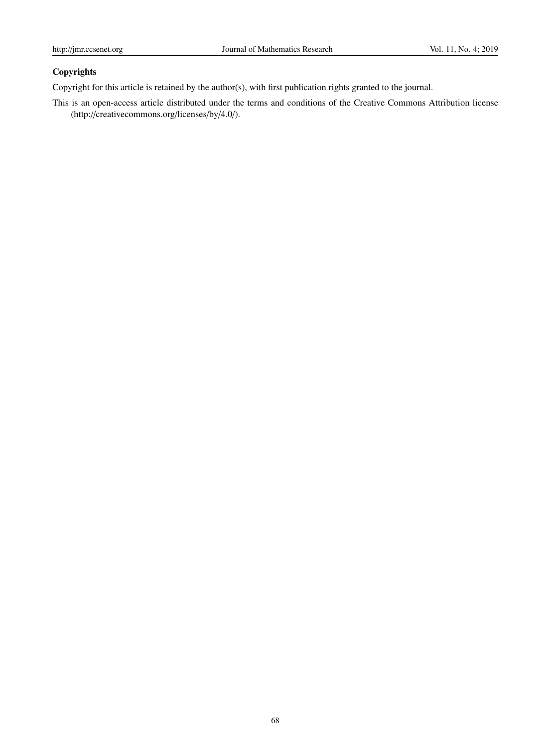## Copyrights

Copyright for this article is retained by the author(s), with first publication rights granted to the journal.

This is an open-access article distributed under the terms and conditions of the Creative Commons Attribution license (http://creativecommons.org/licenses/by/4.0/).